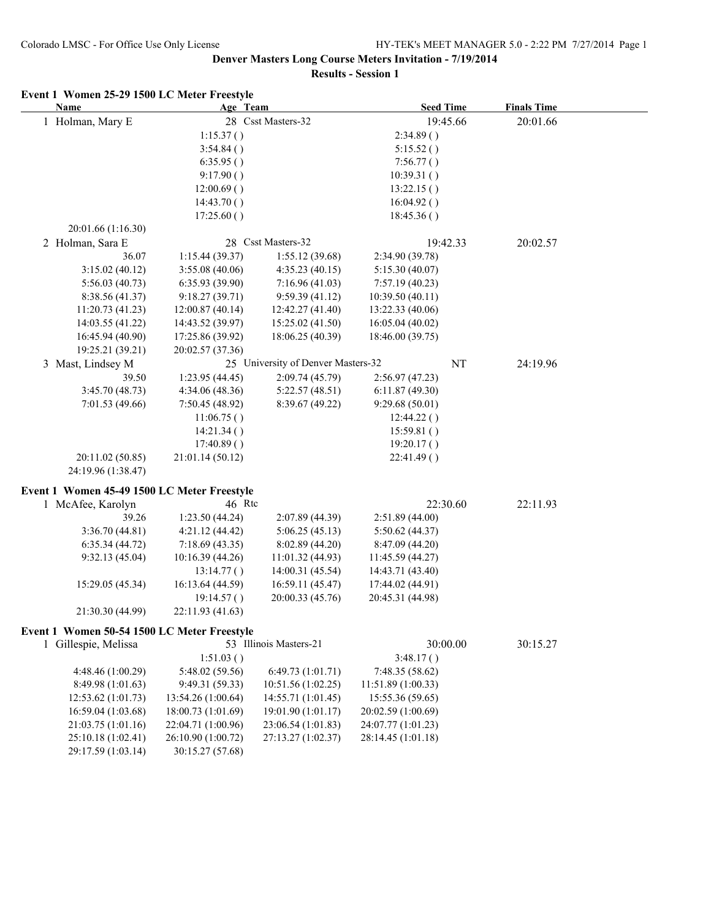Colorado LMSC - For Office Use Only License HY-TEK's MEET MANAGER 5.0 - 2:22 PM 7/27/2014 Page 1

# Denver Masters Long Course Meters Invitation - 7/19/2014

## Results - Session 1

### Event 1 Women 25-29 1500 LC Meter Freestyle

| Name | Age | Team | Seed Time | Finals Time |
|---|---|---|---|---|
| 1 Holman, Mary E | 28 | Csst Masters-32 | 19:45.66 | 20:01.66 |

| | | | |
|---|---|---|---|
| | 1:15.37 ( ) | | 2:34.89 ( ) |
| | 3:54.84 ( ) | | 5:15.52 ( ) |
| | 6:35.95 ( ) | | 7:56.77 ( ) |
| | 9:17.90 ( ) | | 10:39.31 ( ) |
| | 12:00.69 ( ) | | 13:22.15 ( ) |
| | 14:43.70 ( ) | | 16:04.92 ( ) |
| | 17:25.60 ( ) | | 18:45.36 ( ) |
| 20:01.66 (1:16.30) | | | |

| Name | Age | Team | Seed Time | Finals Time |
|---|---|---|---|---|
| 2 Holman, Sara E | 28 | Csst Masters-32 | 19:42.33 | 20:02.57 |

| | | | |
|---|---|---|---|
| 36.07 | 1:15.44 (39.37) | 1:55.12 (39.68) | 2:34.90 (39.78) |
| 3:15.02 (40.12) | 3:55.08 (40.06) | 4:35.23 (40.15) | 5:15.30 (40.07) |
| 5:56.03 (40.73) | 6:35.93 (39.90) | 7:16.96 (41.03) | 7:57.19 (40.23) |
| 8:38.56 (41.37) | 9:18.27 (39.71) | 9:59.39 (41.12) | 10:39.50 (40.11) |
| 11:20.73 (41.23) | 12:00.87 (40.14) | 12:42.27 (41.40) | 13:22.33 (40.06) |
| 14:03.55 (41.22) | 14:43.52 (39.97) | 15:25.02 (41.50) | 16:05.04 (40.02) |
| 16:45.94 (40.90) | 17:25.86 (39.92) | 18:06.25 (40.39) | 18:46.00 (39.75) |
| 19:25.21 (39.21) | 20:02.57 (37.36) | | |

| Name | Age | Team | Seed Time | Finals Time |
|---|---|---|---|---|
| 3 Mast, Lindsey M | 25 | University of Denver Masters-32 | NT | 24:19.96 |

| | | | |
|---|---|---|---|
| 39.50 | 1:23.95 (44.45) | 2:09.74 (45.79) | 2:56.97 (47.23) |
| 3:45.70 (48.73) | 4:34.06 (48.36) | 5:22.57 (48.51) | 6:11.87 (49.30) |
| 7:01.53 (49.66) | 7:50.45 (48.92) | 8:39.67 (49.22) | 9:29.68 (50.01) |
| | 11:06.75 ( ) | | 12:44.22 ( ) |
| | 14:21.34 ( ) | | 15:59.81 ( ) |
| | 17:40.89 ( ) | | 19:20.17 ( ) |
| 20:11.02 (50.85) | 21:01.14 (50.12) | | 22:41.49 ( ) |
| 24:19.96 (1:38.47) | | | |

### Event 1 Women 45-49 1500 LC Meter Freestyle

| Name | Age | Team | Seed Time | Finals Time |
|---|---|---|---|---|
| 1 McAfee, Karolyn | 46 | Rtc | 22:30.60 | 22:11.93 |

| | | | |
|---|---|---|---|
| 39.26 | 1:23.50 (44.24) | 2:07.89 (44.39) | 2:51.89 (44.00) |
| 3:36.70 (44.81) | 4:21.12 (44.42) | 5:06.25 (45.13) | 5:50.62 (44.37) |
| 6:35.34 (44.72) | 7:18.69 (43.35) | 8:02.89 (44.20) | 8:47.09 (44.20) |
| 9:32.13 (45.04) | 10:16.39 (44.26) | 11:01.32 (44.93) | 11:45.59 (44.27) |
| | 13:14.77 ( ) | 14:00.31 (45.54) | 14:43.71 (43.40) |
| 15:29.05 (45.34) | 16:13.64 (44.59) | 16:59.11 (45.47) | 17:44.02 (44.91) |
| | 19:14.57 ( ) | 20:00.33 (45.76) | 20:45.31 (44.98) |
| 21:30.30 (44.99) | 22:11.93 (41.63) | | |

### Event 1 Women 50-54 1500 LC Meter Freestyle

| Name | Age | Team | Seed Time | Finals Time |
|---|---|---|---|---|
| 1 Gillespie, Melissa | 53 | Illinois Masters-21 | 30:00.00 | 30:15.27 |

| | | | |
|---|---|---|---|
| | 1:51.03 ( ) | | 3:48.17 ( ) |
| 4:48.46 (1:00.29) | 5:48.02 (59.56) | 6:49.73 (1:01.71) | 7:48.35 (58.62) |
| 8:49.98 (1:01.63) | 9:49.31 (59.33) | 10:51.56 (1:02.25) | 11:51.89 (1:00.33) |
| 12:53.62 (1:01.73) | 13:54.26 (1:00.64) | 14:55.71 (1:01.45) | 15:55.36 (59.65) |
| 16:59.04 (1:03.68) | 18:00.73 (1:01.69) | 19:01.90 (1:01.17) | 20:02.59 (1:00.69) |
| 21:03.75 (1:01.16) | 22:04.71 (1:00.96) | 23:06.54 (1:01.83) | 24:07.77 (1:01.23) |
| 25:10.18 (1:02.41) | 26:10.90 (1:00.72) | 27:13.27 (1:02.37) | 28:14.45 (1:01.18) |
| 29:17.59 (1:03.14) | 30:15.27 (57.68) | | |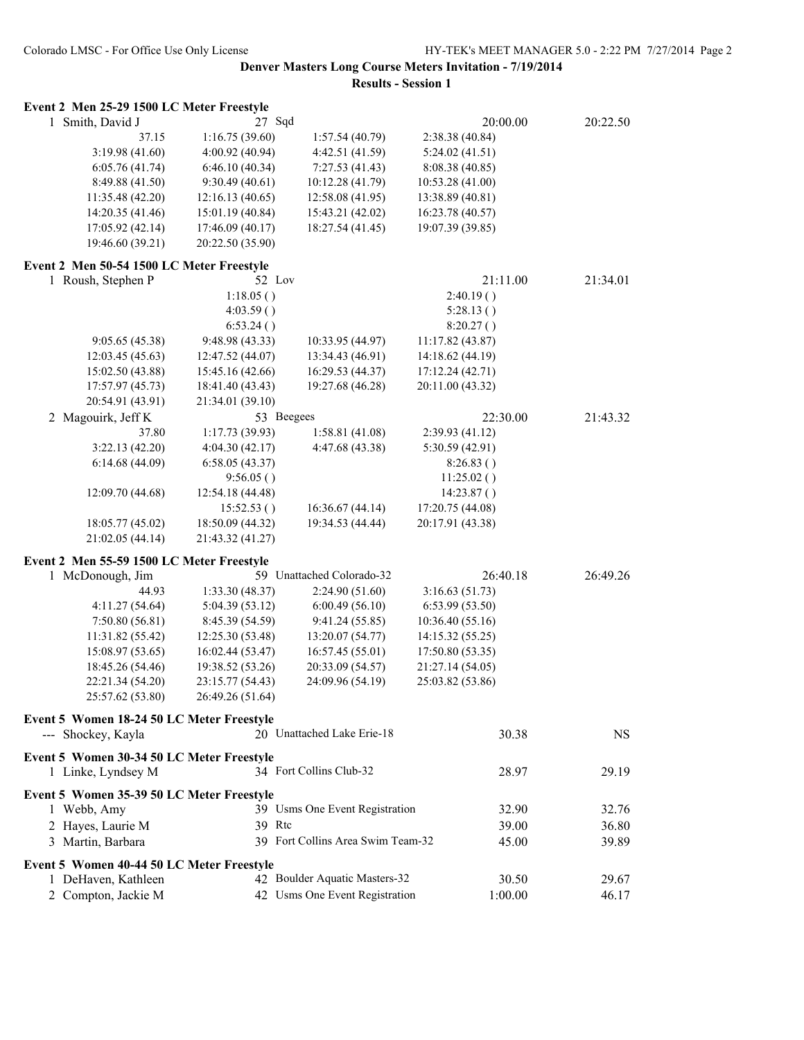# Denver Masters Long Course Meters Invitation - 7/19/2014

## Results - Session 1

### Event 2 Men 25-29 1500 LC Meter Freestyle

1 Smith, David J — 27 Sqd — 20:00.00 — 20:22.50

| | | | |
|---|---|---|---|
| 37.15 | 1:16.75 (39.60) | 1:57.54 (40.79) | 2:38.38 (40.84) |
| 3:19.98 (41.60) | 4:00.92 (40.94) | 4:42.51 (41.59) | 5:24.02 (41.51) |
| 6:05.76 (41.74) | 6:46.10 (40.34) | 7:27.53 (41.43) | 8:08.38 (40.85) |
| 8:49.88 (41.50) | 9:30.49 (40.61) | 10:12.28 (41.79) | 10:53.28 (41.00) |
| 11:35.48 (42.20) | 12:16.13 (40.65) | 12:58.08 (41.95) | 13:38.89 (40.81) |
| 14:20.35 (41.46) | 15:01.19 (40.84) | 15:43.21 (42.02) | 16:23.78 (40.57) |
| 17:05.92 (42.14) | 17:46.09 (40.17) | 18:27.54 (41.45) | 19:07.39 (39.85) |
| 19:46.60 (39.21) | 20:22.50 (35.90) | | |

### Event 2 Men 50-54 1500 LC Meter Freestyle

1 Roush, Stephen P — 52 Lov — 21:11.00 — 21:34.01

| | | | |
|---|---|---|---|
| | 1:18.05 ( ) | | 2:40.19 ( ) |
| | 4:03.59 ( ) | | 5:28.13 ( ) |
| | 6:53.24 ( ) | | 8:20.27 ( ) |
| 9:05.65 (45.38) | 9:48.98 (43.33) | 10:33.95 (44.97) | 11:17.82 (43.87) |
| 12:03.45 (45.63) | 12:47.52 (44.07) | 13:34.43 (46.91) | 14:18.62 (44.19) |
| 15:02.50 (43.88) | 15:45.16 (42.66) | 16:29.53 (44.37) | 17:12.24 (42.71) |
| 17:57.97 (45.73) | 18:41.40 (43.43) | 19:27.68 (46.28) | 20:11.00 (43.32) |
| 20:54.91 (43.91) | 21:34.01 (39.10) | | |

2 Magouirk, Jeff K — 53 Beegees — 22:30.00 — 21:43.32

| | | | |
|---|---|---|---|
| 37.80 | 1:17.73 (39.93) | 1:58.81 (41.08) | 2:39.93 (41.12) |
| 3:22.13 (42.20) | 4:04.30 (42.17) | 4:47.68 (43.38) | 5:30.59 (42.91) |
| 6:14.68 (44.09) | 6:58.05 (43.37) | | 8:26.83 ( ) |
| | 9:56.05 ( ) | | 11:25.02 ( ) |
| 12:09.70 (44.68) | 12:54.18 (44.48) | | 14:23.87 ( ) |
| | 15:52.53 ( ) | 16:36.67 (44.14) | 17:20.75 (44.08) |
| 18:05.77 (45.02) | 18:50.09 (44.32) | 19:34.53 (44.44) | 20:17.91 (43.38) |
| 21:02.05 (44.14) | 21:43.32 (41.27) | | |

### Event 2 Men 55-59 1500 LC Meter Freestyle

1 McDonough, Jim — 59 Unattached Colorado-32 — 26:40.18 — 26:49.26

| | | | |
|---|---|---|---|
| 44.93 | 1:33.30 (48.37) | 2:24.90 (51.60) | 3:16.63 (51.73) |
| 4:11.27 (54.64) | 5:04.39 (53.12) | 6:00.49 (56.10) | 6:53.99 (53.50) |
| 7:50.80 (56.81) | 8:45.39 (54.59) | 9:41.24 (55.85) | 10:36.40 (55.16) |
| 11:31.82 (55.42) | 12:25.30 (53.48) | 13:20.07 (54.77) | 14:15.32 (55.25) |
| 15:08.97 (53.65) | 16:02.44 (53.47) | 16:57.45 (55.01) | 17:50.80 (53.35) |
| 18:45.26 (54.46) | 19:38.52 (53.26) | 20:33.09 (54.57) | 21:27.14 (54.05) |
| 22:21.34 (54.20) | 23:15.77 (54.43) | 24:09.96 (54.19) | 25:03.82 (53.86) |
| 25:57.62 (53.80) | 26:49.26 (51.64) | | |

### Event 5 Women 18-24 50 LC Meter Freestyle

| Place | Name | Age | Team | Seed | Finals |
|---|---|---|---|---|---|
| --- | Shockey, Kayla | 20 | Unattached Lake Erie-18 | 30.38 | NS |

### Event 5 Women 30-34 50 LC Meter Freestyle

| Place | Name | Age | Team | Seed | Finals |
|---|---|---|---|---|---|
| 1 | Linke, Lyndsey M | 34 | Fort Collins Club-32 | 28.97 | 29.19 |

### Event 5 Women 35-39 50 LC Meter Freestyle

| Place | Name | Age | Team | Seed | Finals |
|---|---|---|---|---|---|
| 1 | Webb, Amy | 39 | Usms One Event Registration | 32.90 | 32.76 |
| 2 | Hayes, Laurie M | 39 | Rtc | 39.00 | 36.80 |
| 3 | Martin, Barbara | 39 | Fort Collins Area Swim Team-32 | 45.00 | 39.89 |

### Event 5 Women 40-44 50 LC Meter Freestyle

| Place | Name | Age | Team | Seed | Finals |
|---|---|---|---|---|---|
| 1 | DeHaven, Kathleen | 42 | Boulder Aquatic Masters-32 | 30.50 | 29.67 |
| 2 | Compton, Jackie M | 42 | Usms One Event Registration | 1:00.00 | 46.17 |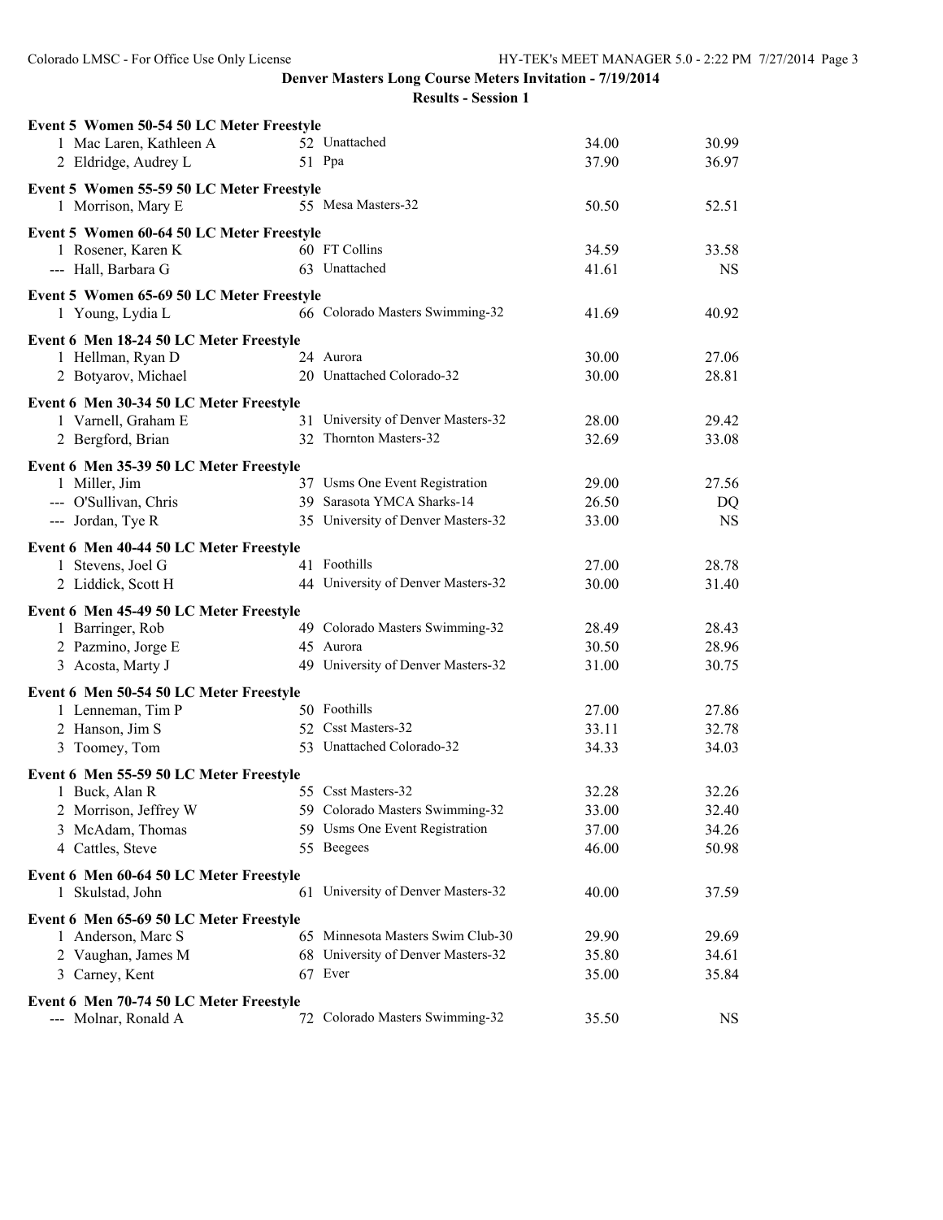**Denver Masters Long Course Meters Invitation - 7/19/2014**

**Results - Session 1**

**Event 5 Women 50-54 50 LC Meter Freestyle**

| Place | Name | Age | Team | Seed Time | Finals Time |
|---|---|---|---|---|---|
| 1 | Mac Laren, Kathleen A | 52 | Unattached | 34.00 | 30.99 |
| 2 | Eldridge, Audrey L | 51 | Ppa | 37.90 | 36.97 |

**Event 5 Women 55-59 50 LC Meter Freestyle**

| Place | Name | Age | Team | Seed Time | Finals Time |
|---|---|---|---|---|---|
| 1 | Morrison, Mary E | 55 | Mesa Masters-32 | 50.50 | 52.51 |

**Event 5 Women 60-64 50 LC Meter Freestyle**

| Place | Name | Age | Team | Seed Time | Finals Time |
|---|---|---|---|---|---|
| 1 | Rosener, Karen K | 60 | FT Collins | 34.59 | 33.58 |
| --- | Hall, Barbara G | 63 | Unattached | 41.61 | NS |

**Event 5 Women 65-69 50 LC Meter Freestyle**

| Place | Name | Age | Team | Seed Time | Finals Time |
|---|---|---|---|---|---|
| 1 | Young, Lydia L | 66 | Colorado Masters Swimming-32 | 41.69 | 40.92 |

**Event 6 Men 18-24 50 LC Meter Freestyle**

| Place | Name | Age | Team | Seed Time | Finals Time |
|---|---|---|---|---|---|
| 1 | Hellman, Ryan D | 24 | Aurora | 30.00 | 27.06 |
| 2 | Botyarov, Michael | 20 | Unattached Colorado-32 | 30.00 | 28.81 |

**Event 6 Men 30-34 50 LC Meter Freestyle**

| Place | Name | Age | Team | Seed Time | Finals Time |
|---|---|---|---|---|---|
| 1 | Varnell, Graham E | 31 | University of Denver Masters-32 | 28.00 | 29.42 |
| 2 | Bergford, Brian | 32 | Thornton Masters-32 | 32.69 | 33.08 |

**Event 6 Men 35-39 50 LC Meter Freestyle**

| Place | Name | Age | Team | Seed Time | Finals Time |
|---|---|---|---|---|---|
| 1 | Miller, Jim | 37 | Usms One Event Registration | 29.00 | 27.56 |
| --- | O'Sullivan, Chris | 39 | Sarasota YMCA Sharks-14 | 26.50 | DQ |
| --- | Jordan, Tye R | 35 | University of Denver Masters-32 | 33.00 | NS |

**Event 6 Men 40-44 50 LC Meter Freestyle**

| Place | Name | Age | Team | Seed Time | Finals Time |
|---|---|---|---|---|---|
| 1 | Stevens, Joel G | 41 | Foothills | 27.00 | 28.78 |
| 2 | Liddick, Scott H | 44 | University of Denver Masters-32 | 30.00 | 31.40 |

**Event 6 Men 45-49 50 LC Meter Freestyle**

| Place | Name | Age | Team | Seed Time | Finals Time |
|---|---|---|---|---|---|
| 1 | Barringer, Rob | 49 | Colorado Masters Swimming-32 | 28.49 | 28.43 |
| 2 | Pazmino, Jorge E | 45 | Aurora | 30.50 | 28.96 |
| 3 | Acosta, Marty J | 49 | University of Denver Masters-32 | 31.00 | 30.75 |

**Event 6 Men 50-54 50 LC Meter Freestyle**

| Place | Name | Age | Team | Seed Time | Finals Time |
|---|---|---|---|---|---|
| 1 | Lenneman, Tim P | 50 | Foothills | 27.00 | 27.86 |
| 2 | Hanson, Jim S | 52 | Csst Masters-32 | 33.11 | 32.78 |
| 3 | Toomey, Tom | 53 | Unattached Colorado-32 | 34.33 | 34.03 |

**Event 6 Men 55-59 50 LC Meter Freestyle**

| Place | Name | Age | Team | Seed Time | Finals Time |
|---|---|---|---|---|---|
| 1 | Buck, Alan R | 55 | Csst Masters-32 | 32.28 | 32.26 |
| 2 | Morrison, Jeffrey W | 59 | Colorado Masters Swimming-32 | 33.00 | 32.40 |
| 3 | McAdam, Thomas | 59 | Usms One Event Registration | 37.00 | 34.26 |
| 4 | Cattles, Steve | 55 | Beegees | 46.00 | 50.98 |

**Event 6 Men 60-64 50 LC Meter Freestyle**

| Place | Name | Age | Team | Seed Time | Finals Time |
|---|---|---|---|---|---|
| 1 | Skulstad, John | 61 | University of Denver Masters-32 | 40.00 | 37.59 |

**Event 6 Men 65-69 50 LC Meter Freestyle**

| Place | Name | Age | Team | Seed Time | Finals Time |
|---|---|---|---|---|---|
| 1 | Anderson, Marc S | 65 | Minnesota Masters Swim Club-30 | 29.90 | 29.69 |
| 2 | Vaughan, James M | 68 | University of Denver Masters-32 | 35.80 | 34.61 |
| 3 | Carney, Kent | 67 | Ever | 35.00 | 35.84 |

**Event 6 Men 70-74 50 LC Meter Freestyle**

| Place | Name | Age | Team | Seed Time | Finals Time |
|---|---|---|---|---|---|
| --- | Molnar, Ronald A | 72 | Colorado Masters Swimming-32 | 35.50 | NS |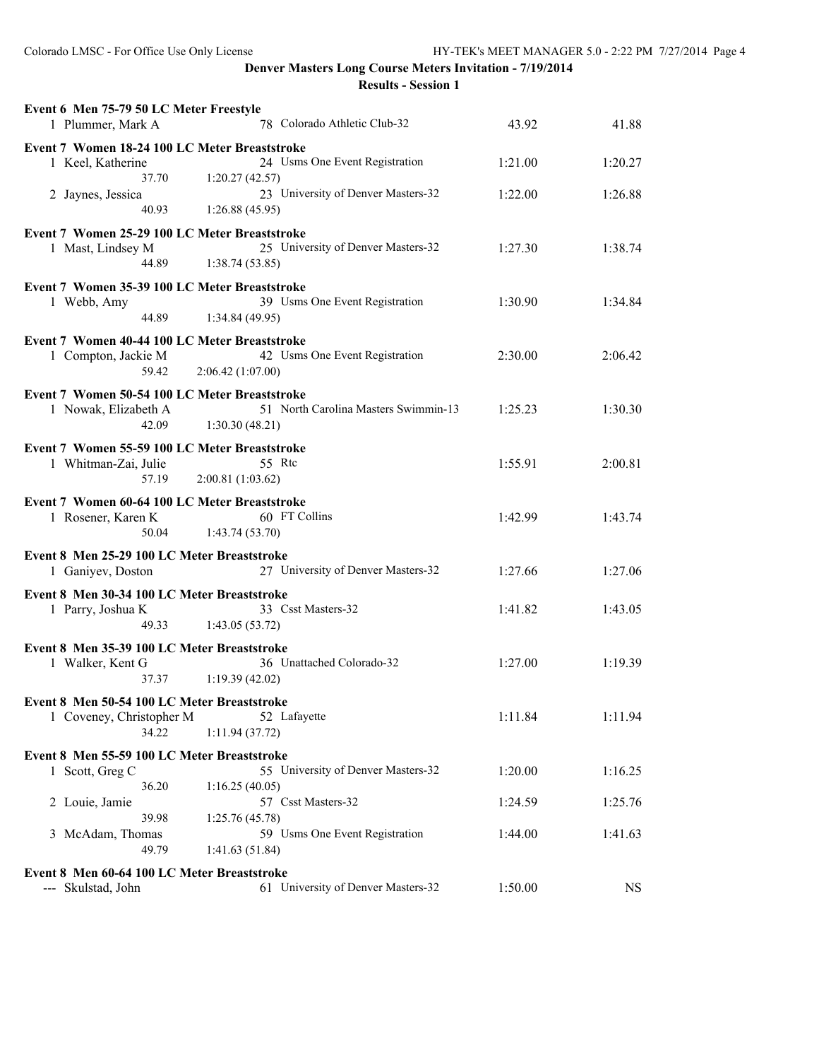## Denver Masters Long Course Meters Invitation - 7/19/2014

### Results - Session 1

**Event 6 Men 75-79 50 LC Meter Freestyle**

| Place | Name | Age | Team | Seed Time | Finals Time |
|---|---|---|---|---|---|
| 1 | Plummer, Mark A | 78 | Colorado Athletic Club-32 | 43.92 | 41.88 |

**Event 7 Women 18-24 100 LC Meter Breaststroke**

| Place | Name | Age | Team | Seed Time | Finals Time |
|---|---|---|---|---|---|
| 1 | Keel, Katherine | 24 | Usms One Event Registration | 1:21.00 | 1:20.27 |
| | 37.70 | | 1:20.27 (42.57) | | |
| 2 | Jaynes, Jessica | 23 | University of Denver Masters-32 | 1:22.00 | 1:26.88 |
| | 40.93 | | 1:26.88 (45.95) | | |

**Event 7 Women 25-29 100 LC Meter Breaststroke**

| Place | Name | Age | Team | Seed Time | Finals Time |
|---|---|---|---|---|---|
| 1 | Mast, Lindsey M | 25 | University of Denver Masters-32 | 1:27.30 | 1:38.74 |
| | 44.89 | | 1:38.74 (53.85) | | |

**Event 7 Women 35-39 100 LC Meter Breaststroke**

| Place | Name | Age | Team | Seed Time | Finals Time |
|---|---|---|---|---|---|
| 1 | Webb, Amy | 39 | Usms One Event Registration | 1:30.90 | 1:34.84 |
| | 44.89 | | 1:34.84 (49.95) | | |

**Event 7 Women 40-44 100 LC Meter Breaststroke**

| Place | Name | Age | Team | Seed Time | Finals Time |
|---|---|---|---|---|---|
| 1 | Compton, Jackie M | 42 | Usms One Event Registration | 2:30.00 | 2:06.42 |
| | 59.42 | | 2:06.42 (1:07.00) | | |

**Event 7 Women 50-54 100 LC Meter Breaststroke**

| Place | Name | Age | Team | Seed Time | Finals Time |
|---|---|---|---|---|---|
| 1 | Nowak, Elizabeth A | 51 | North Carolina Masters Swimmin-13 | 1:25.23 | 1:30.30 |
| | 42.09 | | 1:30.30 (48.21) | | |

**Event 7 Women 55-59 100 LC Meter Breaststroke**

| Place | Name | Age | Team | Seed Time | Finals Time |
|---|---|---|---|---|---|
| 1 | Whitman-Zai, Julie | 55 | Rtc | 1:55.91 | 2:00.81 |
| | 57.19 | | 2:00.81 (1:03.62) | | |

**Event 7 Women 60-64 100 LC Meter Breaststroke**

| Place | Name | Age | Team | Seed Time | Finals Time |
|---|---|---|---|---|---|
| 1 | Rosener, Karen K | 60 | FT Collins | 1:42.99 | 1:43.74 |
| | 50.04 | | 1:43.74 (53.70) | | |

**Event 8 Men 25-29 100 LC Meter Breaststroke**

| Place | Name | Age | Team | Seed Time | Finals Time |
|---|---|---|---|---|---|
| 1 | Ganiyev, Doston | 27 | University of Denver Masters-32 | 1:27.66 | 1:27.06 |

**Event 8 Men 30-34 100 LC Meter Breaststroke**

| Place | Name | Age | Team | Seed Time | Finals Time |
|---|---|---|---|---|---|
| 1 | Parry, Joshua K | 33 | Csst Masters-32 | 1:41.82 | 1:43.05 |
| | 49.33 | | 1:43.05 (53.72) | | |

**Event 8 Men 35-39 100 LC Meter Breaststroke**

| Place | Name | Age | Team | Seed Time | Finals Time |
|---|---|---|---|---|---|
| 1 | Walker, Kent G | 36 | Unattached Colorado-32 | 1:27.00 | 1:19.39 |
| | 37.37 | | 1:19.39 (42.02) | | |

**Event 8 Men 50-54 100 LC Meter Breaststroke**

| Place | Name | Age | Team | Seed Time | Finals Time |
|---|---|---|---|---|---|
| 1 | Coveney, Christopher M | 52 | Lafayette | 1:11.84 | 1:11.94 |
| | 34.22 | | 1:11.94 (37.72) | | |

**Event 8 Men 55-59 100 LC Meter Breaststroke**

| Place | Name | Age | Team | Seed Time | Finals Time |
|---|---|---|---|---|---|
| 1 | Scott, Greg C | 55 | University of Denver Masters-32 | 1:20.00 | 1:16.25 |
| | 36.20 | | 1:16.25 (40.05) | | |
| 2 | Louie, Jamie | 57 | Csst Masters-32 | 1:24.59 | 1:25.76 |
| | 39.98 | | 1:25.76 (45.78) | | |
| 3 | McAdam, Thomas | 59 | Usms One Event Registration | 1:44.00 | 1:41.63 |
| | 49.79 | | 1:41.63 (51.84) | | |

**Event 8 Men 60-64 100 LC Meter Breaststroke**

| Place | Name | Age | Team | Seed Time | Finals Time |
|---|---|---|---|---|---|
| --- | Skulstad, John | 61 | University of Denver Masters-32 | 1:50.00 | NS |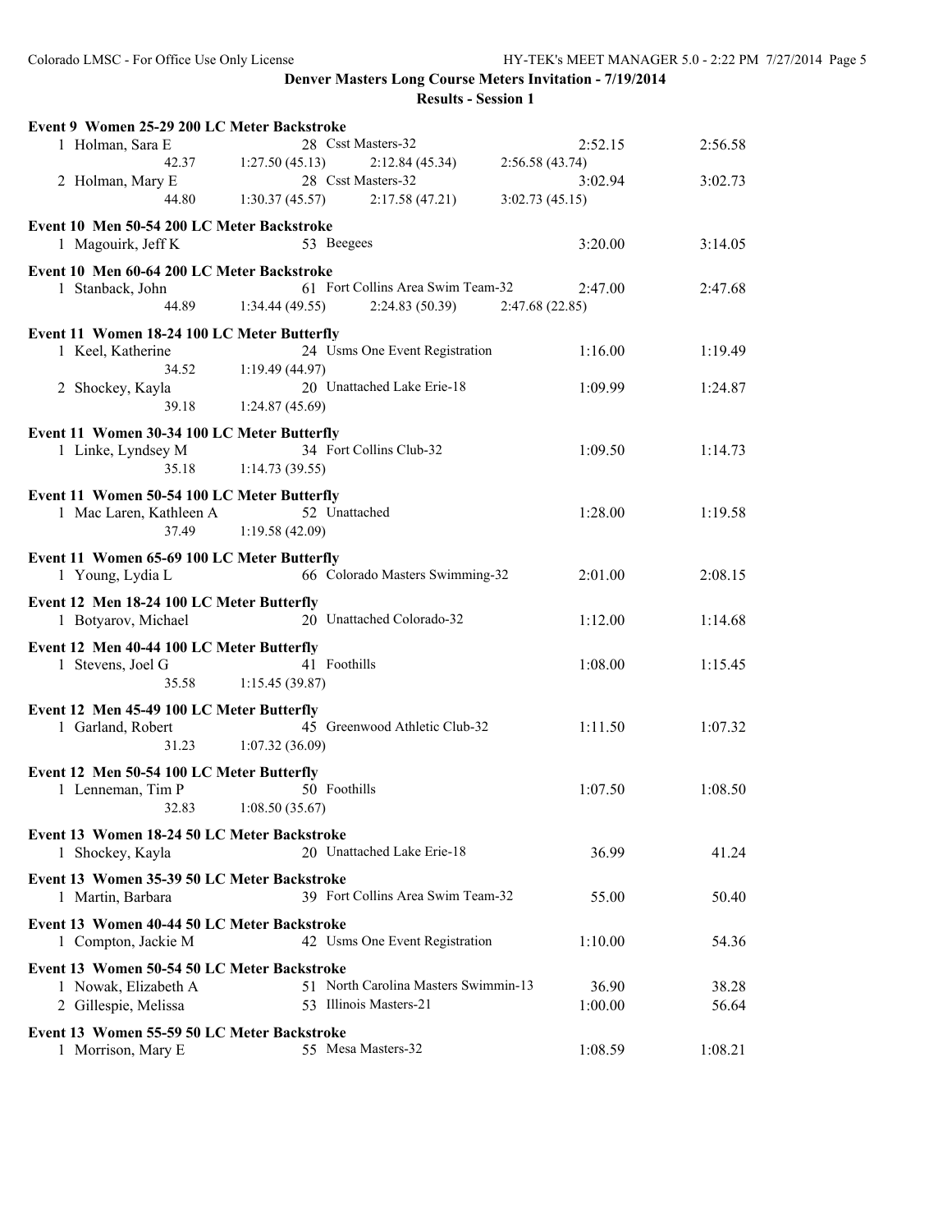**Denver Masters Long Course Meters Invitation - 7/19/2014**

**Results - Session 1**

**Event 9 Women 25-29 200 LC Meter Backstroke**

1 Holman, Sara E — 28 Csst Masters-32 — 2:52.15 — 2:56.58
42.37 — 1:27.50 (45.13) — 2:12.84 (45.34) — 2:56.58 (43.74)

2 Holman, Mary E — 28 Csst Masters-32 — 3:02.94 — 3:02.73
44.80 — 1:30.37 (45.57) — 2:17.58 (47.21) — 3:02.73 (45.15)

**Event 10 Men 50-54 200 LC Meter Backstroke**

1 Magouirk, Jeff K — 53 Beegees — 3:20.00 — 3:14.05

**Event 10 Men 60-64 200 LC Meter Backstroke**

1 Stanback, John — 61 Fort Collins Area Swim Team-32 — 2:47.00 — 2:47.68
44.89 — 1:34.44 (49.55) — 2:24.83 (50.39) — 2:47.68 (22.85)

**Event 11 Women 18-24 100 LC Meter Butterfly**

1 Keel, Katherine — 24 Usms One Event Registration — 1:16.00 — 1:19.49
34.52 — 1:19.49 (44.97)

2 Shockey, Kayla — 20 Unattached Lake Erie-18 — 1:09.99 — 1:24.87
39.18 — 1:24.87 (45.69)

**Event 11 Women 30-34 100 LC Meter Butterfly**

1 Linke, Lyndsey M — 34 Fort Collins Club-32 — 1:09.50 — 1:14.73
35.18 — 1:14.73 (39.55)

**Event 11 Women 50-54 100 LC Meter Butterfly**

1 Mac Laren, Kathleen A — 52 Unattached — 1:28.00 — 1:19.58
37.49 — 1:19.58 (42.09)

**Event 11 Women 65-69 100 LC Meter Butterfly**

1 Young, Lydia L — 66 Colorado Masters Swimming-32 — 2:01.00 — 2:08.15

**Event 12 Men 18-24 100 LC Meter Butterfly**

1 Botyarov, Michael — 20 Unattached Colorado-32 — 1:12.00 — 1:14.68

**Event 12 Men 40-44 100 LC Meter Butterfly**

1 Stevens, Joel G — 41 Foothills — 1:08.00 — 1:15.45
35.58 — 1:15.45 (39.87)

**Event 12 Men 45-49 100 LC Meter Butterfly**

1 Garland, Robert — 45 Greenwood Athletic Club-32 — 1:11.50 — 1:07.32
31.23 — 1:07.32 (36.09)

**Event 12 Men 50-54 100 LC Meter Butterfly**

1 Lenneman, Tim P — 50 Foothills — 1:07.50 — 1:08.50
32.83 — 1:08.50 (35.67)

**Event 13 Women 18-24 50 LC Meter Backstroke**

1 Shockey, Kayla — 20 Unattached Lake Erie-18 — 36.99 — 41.24

**Event 13 Women 35-39 50 LC Meter Backstroke**

1 Martin, Barbara — 39 Fort Collins Area Swim Team-32 — 55.00 — 50.40

**Event 13 Women 40-44 50 LC Meter Backstroke**

1 Compton, Jackie M — 42 Usms One Event Registration — 1:10.00 — 54.36

**Event 13 Women 50-54 50 LC Meter Backstroke**

1 Nowak, Elizabeth A — 51 North Carolina Masters Swimmin-13 — 36.90 — 38.28

2 Gillespie, Melissa — 53 Illinois Masters-21 — 1:00.00 — 56.64

**Event 13 Women 55-59 50 LC Meter Backstroke**

1 Morrison, Mary E — 55 Mesa Masters-32 — 1:08.59 — 1:08.21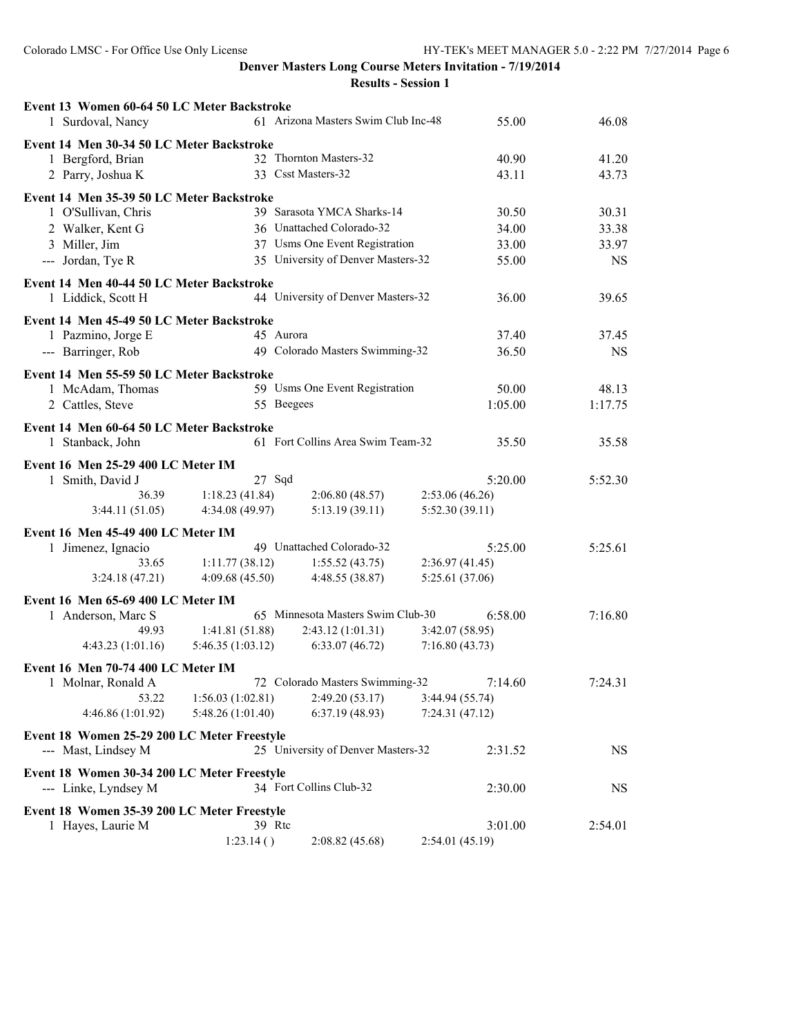## Denver Masters Long Course Meters Invitation - 7/19/2014

### Results - Session 1

**Event 13 Women 60-64 50 LC Meter Backstroke**

| Place | Name | Age | Team | Seed Time | Finals Time |
|---|---|---|---|---|---|
| 1 | Surdoval, Nancy | 61 | Arizona Masters Swim Club Inc-48 | 55.00 | 46.08 |

**Event 14 Men 30-34 50 LC Meter Backstroke**

| Place | Name | Age | Team | Seed Time | Finals Time |
|---|---|---|---|---|---|
| 1 | Bergford, Brian | 32 | Thornton Masters-32 | 40.90 | 41.20 |
| 2 | Parry, Joshua K | 33 | Csst Masters-32 | 43.11 | 43.73 |

**Event 14 Men 35-39 50 LC Meter Backstroke**

| Place | Name | Age | Team | Seed Time | Finals Time |
|---|---|---|---|---|---|
| 1 | O'Sullivan, Chris | 39 | Sarasota YMCA Sharks-14 | 30.50 | 30.31 |
| 2 | Walker, Kent G | 36 | Unattached Colorado-32 | 34.00 | 33.38 |
| 3 | Miller, Jim | 37 | Usms One Event Registration | 33.00 | 33.97 |
| --- | Jordan, Tye R | 35 | University of Denver Masters-32 | 55.00 | NS |

**Event 14 Men 40-44 50 LC Meter Backstroke**

| Place | Name | Age | Team | Seed Time | Finals Time |
|---|---|---|---|---|---|
| 1 | Liddick, Scott H | 44 | University of Denver Masters-32 | 36.00 | 39.65 |

**Event 14 Men 45-49 50 LC Meter Backstroke**

| Place | Name | Age | Team | Seed Time | Finals Time |
|---|---|---|---|---|---|
| 1 | Pazmino, Jorge E | 45 | Aurora | 37.40 | 37.45 |
| --- | Barringer, Rob | 49 | Colorado Masters Swimming-32 | 36.50 | NS |

**Event 14 Men 55-59 50 LC Meter Backstroke**

| Place | Name | Age | Team | Seed Time | Finals Time |
|---|---|---|---|---|---|
| 1 | McAdam, Thomas | 59 | Usms One Event Registration | 50.00 | 48.13 |
| 2 | Cattles, Steve | 55 | Beegees | 1:05.00 | 1:17.75 |

**Event 14 Men 60-64 50 LC Meter Backstroke**

| Place | Name | Age | Team | Seed Time | Finals Time |
|---|---|---|---|---|---|
| 1 | Stanback, John | 61 | Fort Collins Area Swim Team-32 | 35.50 | 35.58 |

**Event 16 Men 25-29 400 LC Meter IM**

| Place | Name | Age | Team | Seed Time | Finals Time |
|---|---|---|---|---|---|
| 1 | Smith, David J | 27 | Sqd | 5:20.00 | 5:52.30 |

Splits: 36.39 | 1:18.23 (41.84) | 2:06.80 (48.57) | 2:53.06 (46.26) | 3:44.11 (51.05) | 4:34.08 (49.97) | 5:13.19 (39.11) | 5:52.30 (39.11)

**Event 16 Men 45-49 400 LC Meter IM**

| Place | Name | Age | Team | Seed Time | Finals Time |
|---|---|---|---|---|---|
| 1 | Jimenez, Ignacio | 49 | Unattached Colorado-32 | 5:25.00 | 5:25.61 |

Splits: 33.65 | 1:11.77 (38.12) | 1:55.52 (43.75) | 2:36.97 (41.45) | 3:24.18 (47.21) | 4:09.68 (45.50) | 4:48.55 (38.87) | 5:25.61 (37.06)

**Event 16 Men 65-69 400 LC Meter IM**

| Place | Name | Age | Team | Seed Time | Finals Time |
|---|---|---|---|---|---|
| 1 | Anderson, Marc S | 65 | Minnesota Masters Swim Club-30 | 6:58.00 | 7:16.80 |

Splits: 49.93 | 1:41.81 (51.88) | 2:43.12 (1:01.31) | 3:42.07 (58.95) | 4:43.23 (1:01.16) | 5:46.35 (1:03.12) | 6:33.07 (46.72) | 7:16.80 (43.73)

**Event 16 Men 70-74 400 LC Meter IM**

| Place | Name | Age | Team | Seed Time | Finals Time |
|---|---|---|---|---|---|
| 1 | Molnar, Ronald A | 72 | Colorado Masters Swimming-32 | 7:14.60 | 7:24.31 |

Splits: 53.22 | 1:56.03 (1:02.81) | 2:49.20 (53.17) | 3:44.94 (55.74) | 4:46.86 (1:01.92) | 5:48.26 (1:01.40) | 6:37.19 (48.93) | 7:24.31 (47.12)

**Event 18 Women 25-29 200 LC Meter Freestyle**

| Place | Name | Age | Team | Seed Time | Finals Time |
|---|---|---|---|---|---|
| --- | Mast, Lindsey M | 25 | University of Denver Masters-32 | 2:31.52 | NS |

**Event 18 Women 30-34 200 LC Meter Freestyle**

| Place | Name | Age | Team | Seed Time | Finals Time |
|---|---|---|---|---|---|
| --- | Linke, Lyndsey M | 34 | Fort Collins Club-32 | 2:30.00 | NS |

**Event 18 Women 35-39 200 LC Meter Freestyle**

| Place | Name | Age | Team | Seed Time | Finals Time |
|---|---|---|---|---|---|
| 1 | Hayes, Laurie M | 39 | Rtc | 3:01.00 | 2:54.01 |

Splits: 1:23.14 () | 2:08.82 (45.68) | 2:54.01 (45.19)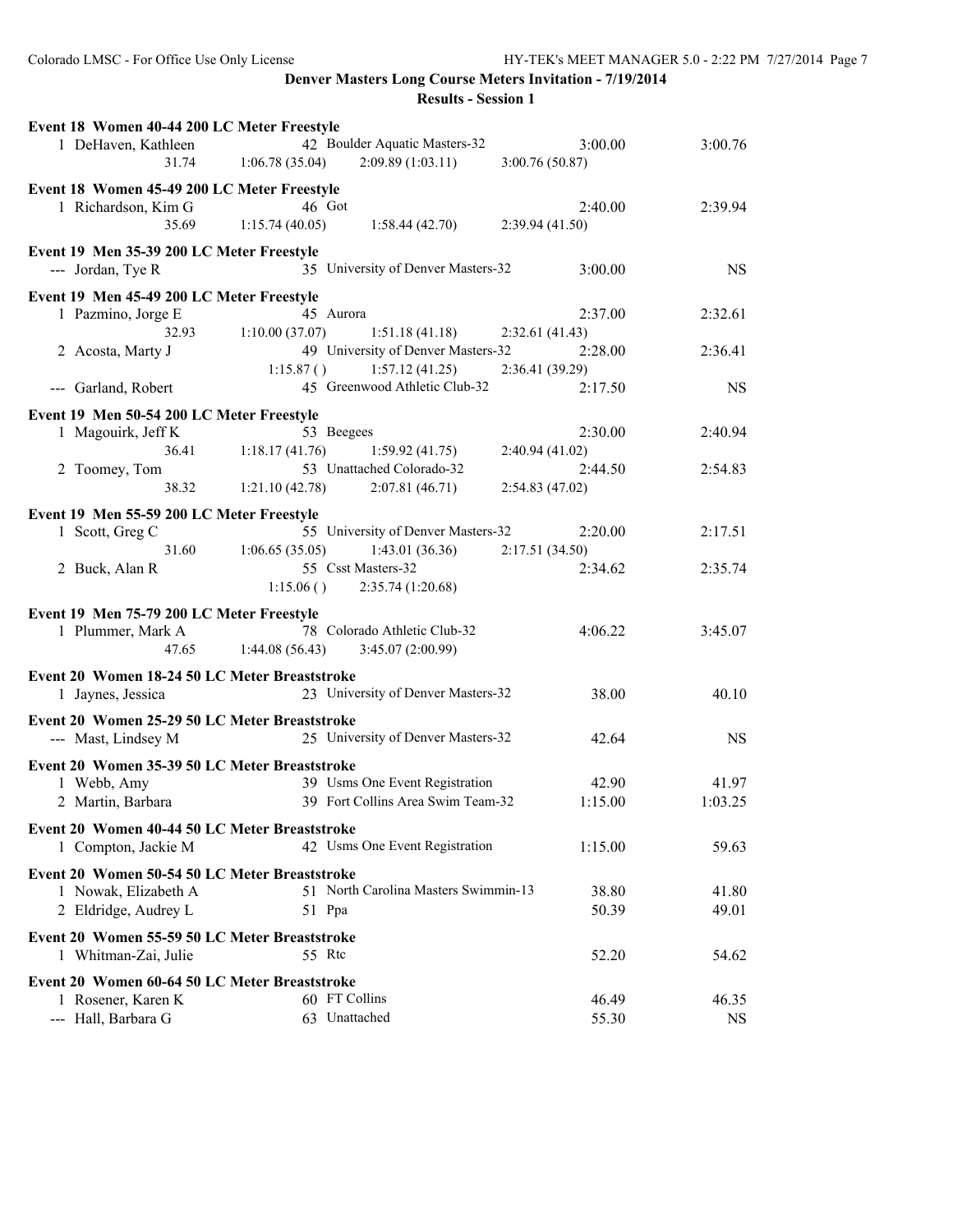**Denver Masters Long Course Meters Invitation - 7/19/2014**

**Results - Session 1**

**Event 18 Women 40-44 200 LC Meter Freestyle**

| Place | Name | Age | Team | Seed Time | Finals Time |
|---|---|---|---|---|---|
| 1 | DeHaven, Kathleen | 42 | Boulder Aquatic Masters-32 | 3:00.00 | 3:00.76 |
| | 31.74 | 1:06.78 (35.04) | 2:09.89 (1:03.11) | 3:00.76 (50.87) | |

**Event 18 Women 45-49 200 LC Meter Freestyle**

| Place | Name | Age | Team | Seed Time | Finals Time |
|---|---|---|---|---|---|
| 1 | Richardson, Kim G | 46 | Got | 2:40.00 | 2:39.94 |
| | 35.69 | 1:15.74 (40.05) | 1:58.44 (42.70) | 2:39.94 (41.50) | |

**Event 19 Men 35-39 200 LC Meter Freestyle**

| Place | Name | Age | Team | Seed Time | Finals Time |
|---|---|---|---|---|---|
| --- | Jordan, Tye R | 35 | University of Denver Masters-32 | 3:00.00 | NS |

**Event 19 Men 45-49 200 LC Meter Freestyle**

| Place | Name | Age | Team | Seed Time | Finals Time |
|---|---|---|---|---|---|
| 1 | Pazmino, Jorge E | 45 | Aurora | 2:37.00 | 2:32.61 |
| | 32.93 | 1:10.00 (37.07) | 1:51.18 (41.18) | 2:32.61 (41.43) | |
| 2 | Acosta, Marty J | 49 | University of Denver Masters-32 | 2:28.00 | 2:36.41 |
| | | 1:15.87 ( ) | 1:57.12 (41.25) | 2:36.41 (39.29) | |
| --- | Garland, Robert | 45 | Greenwood Athletic Club-32 | 2:17.50 | NS |

**Event 19 Men 50-54 200 LC Meter Freestyle**

| Place | Name | Age | Team | Seed Time | Finals Time |
|---|---|---|---|---|---|
| 1 | Magouirk, Jeff K | 53 | Beegees | 2:30.00 | 2:40.94 |
| | 36.41 | 1:18.17 (41.76) | 1:59.92 (41.75) | 2:40.94 (41.02) | |
| 2 | Toomey, Tom | 53 | Unattached Colorado-32 | 2:44.50 | 2:54.83 |
| | 38.32 | 1:21.10 (42.78) | 2:07.81 (46.71) | 2:54.83 (47.02) | |

**Event 19 Men 55-59 200 LC Meter Freestyle**

| Place | Name | Age | Team | Seed Time | Finals Time |
|---|---|---|---|---|---|
| 1 | Scott, Greg C | 55 | University of Denver Masters-32 | 2:20.00 | 2:17.51 |
| | 31.60 | 1:06.65 (35.05) | 1:43.01 (36.36) | 2:17.51 (34.50) | |
| 2 | Buck, Alan R | 55 | Csst Masters-32 | 2:34.62 | 2:35.74 |
| | | 1:15.06 ( ) | 2:35.74 (1:20.68) | | |

**Event 19 Men 75-79 200 LC Meter Freestyle**

| Place | Name | Age | Team | Seed Time | Finals Time |
|---|---|---|---|---|---|
| 1 | Plummer, Mark A | 78 | Colorado Athletic Club-32 | 4:06.22 | 3:45.07 |
| | 47.65 | 1:44.08 (56.43) | 3:45.07 (2:00.99) | | |

**Event 20 Women 18-24 50 LC Meter Breaststroke**

| Place | Name | Age | Team | Seed Time | Finals Time |
|---|---|---|---|---|---|
| 1 | Jaynes, Jessica | 23 | University of Denver Masters-32 | 38.00 | 40.10 |

**Event 20 Women 25-29 50 LC Meter Breaststroke**

| Place | Name | Age | Team | Seed Time | Finals Time |
|---|---|---|---|---|---|
| --- | Mast, Lindsey M | 25 | University of Denver Masters-32 | 42.64 | NS |

**Event 20 Women 35-39 50 LC Meter Breaststroke**

| Place | Name | Age | Team | Seed Time | Finals Time |
|---|---|---|---|---|---|
| 1 | Webb, Amy | 39 | Usms One Event Registration | 42.90 | 41.97 |
| 2 | Martin, Barbara | 39 | Fort Collins Area Swim Team-32 | 1:15.00 | 1:03.25 |

**Event 20 Women 40-44 50 LC Meter Breaststroke**

| Place | Name | Age | Team | Seed Time | Finals Time |
|---|---|---|---|---|---|
| 1 | Compton, Jackie M | 42 | Usms One Event Registration | 1:15.00 | 59.63 |

**Event 20 Women 50-54 50 LC Meter Breaststroke**

| Place | Name | Age | Team | Seed Time | Finals Time |
|---|---|---|---|---|---|
| 1 | Nowak, Elizabeth A | 51 | North Carolina Masters Swimmin-13 | 38.80 | 41.80 |
| 2 | Eldridge, Audrey L | 51 | Ppa | 50.39 | 49.01 |

**Event 20 Women 55-59 50 LC Meter Breaststroke**

| Place | Name | Age | Team | Seed Time | Finals Time |
|---|---|---|---|---|---|
| 1 | Whitman-Zai, Julie | 55 | Rtc | 52.20 | 54.62 |

**Event 20 Women 60-64 50 LC Meter Breaststroke**

| Place | Name | Age | Team | Seed Time | Finals Time |
|---|---|---|---|---|---|
| 1 | Rosener, Karen K | 60 | FT Collins | 46.49 | 46.35 |
| --- | Hall, Barbara G | 63 | Unattached | 55.30 | NS |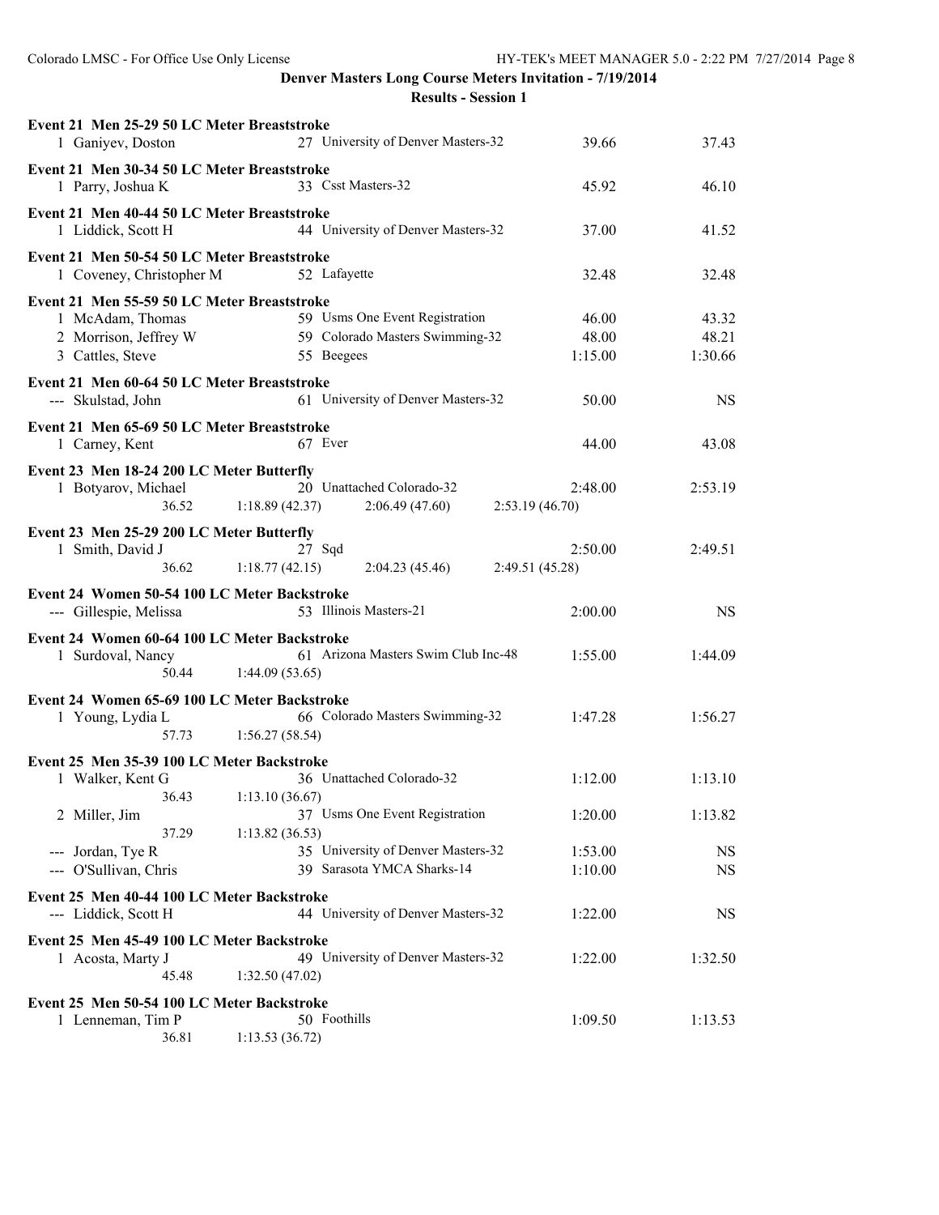# Denver Masters Long Course Meters Invitation - 7/19/2014

## Results - Session 1

### Event 21 Men 25-29 50 LC Meter Breaststroke

| Place | Name | Age | Team | Seed Time | Finals Time |
|---|---|---|---|---|---|
| 1 | Ganiyev, Doston | 27 | University of Denver Masters-32 | 39.66 | 37.43 |

### Event 21 Men 30-34 50 LC Meter Breaststroke

| Place | Name | Age | Team | Seed Time | Finals Time |
|---|---|---|---|---|---|
| 1 | Parry, Joshua K | 33 | Csst Masters-32 | 45.92 | 46.10 |

### Event 21 Men 40-44 50 LC Meter Breaststroke

| Place | Name | Age | Team | Seed Time | Finals Time |
|---|---|---|---|---|---|
| 1 | Liddick, Scott H | 44 | University of Denver Masters-32 | 37.00 | 41.52 |

### Event 21 Men 50-54 50 LC Meter Breaststroke

| Place | Name | Age | Team | Seed Time | Finals Time |
|---|---|---|---|---|---|
| 1 | Coveney, Christopher M | 52 | Lafayette | 32.48 | 32.48 |

### Event 21 Men 55-59 50 LC Meter Breaststroke

| Place | Name | Age | Team | Seed Time | Finals Time |
|---|---|---|---|---|---|
| 1 | McAdam, Thomas | 59 | Usms One Event Registration | 46.00 | 43.32 |
| 2 | Morrison, Jeffrey W | 59 | Colorado Masters Swimming-32 | 48.00 | 48.21 |
| 3 | Cattles, Steve | 55 | Beegees | 1:15.00 | 1:30.66 |

### Event 21 Men 60-64 50 LC Meter Breaststroke

| Place | Name | Age | Team | Seed Time | Finals Time |
|---|---|---|---|---|---|
| --- | Skulstad, John | 61 | University of Denver Masters-32 | 50.00 | NS |

### Event 21 Men 65-69 50 LC Meter Breaststroke

| Place | Name | Age | Team | Seed Time | Finals Time |
|---|---|---|---|---|---|
| 1 | Carney, Kent | 67 | Ever | 44.00 | 43.08 |

### Event 23 Men 18-24 200 LC Meter Butterfly

| Place | Name | Age | Team | Seed Time | Finals Time |
|---|---|---|---|---|---|
| 1 | Botyarov, Michael | 20 | Unattached Colorado-32 | 2:48.00 | 2:53.19 |

Splits: 36.52, 1:18.89 (42.37), 2:06.49 (47.60), 2:53.19 (46.70)

### Event 23 Men 25-29 200 LC Meter Butterfly

| Place | Name | Age | Team | Seed Time | Finals Time |
|---|---|---|---|---|---|
| 1 | Smith, David J | 27 | Sqd | 2:50.00 | 2:49.51 |

Splits: 36.62, 1:18.77 (42.15), 2:04.23 (45.46), 2:49.51 (45.28)

### Event 24 Women 50-54 100 LC Meter Backstroke

| Place | Name | Age | Team | Seed Time | Finals Time |
|---|---|---|---|---|---|
| --- | Gillespie, Melissa | 53 | Illinois Masters-21 | 2:00.00 | NS |

### Event 24 Women 60-64 100 LC Meter Backstroke

| Place | Name | Age | Team | Seed Time | Finals Time |
|---|---|---|---|---|---|
| 1 | Surdoval, Nancy | 61 | Arizona Masters Swim Club Inc-48 | 1:55.00 | 1:44.09 |

Splits: 50.44, 1:44.09 (53.65)

### Event 24 Women 65-69 100 LC Meter Backstroke

| Place | Name | Age | Team | Seed Time | Finals Time |
|---|---|---|---|---|---|
| 1 | Young, Lydia L | 66 | Colorado Masters Swimming-32 | 1:47.28 | 1:56.27 |

Splits: 57.73, 1:56.27 (58.54)

### Event 25 Men 35-39 100 LC Meter Backstroke

| Place | Name | Age | Team | Seed Time | Finals Time |
|---|---|---|---|---|---|
| 1 | Walker, Kent G | 36 | Unattached Colorado-32 | 1:12.00 | 1:13.10 |
| | 36.43 | | 1:13.10 (36.67) | | |
| 2 | Miller, Jim | 37 | Usms One Event Registration | 1:20.00 | 1:13.82 |
| | 37.29 | | 1:13.82 (36.53) | | |
| --- | Jordan, Tye R | 35 | University of Denver Masters-32 | 1:53.00 | NS |
| --- | O'Sullivan, Chris | 39 | Sarasota YMCA Sharks-14 | 1:10.00 | NS |

### Event 25 Men 40-44 100 LC Meter Backstroke

| Place | Name | Age | Team | Seed Time | Finals Time |
|---|---|---|---|---|---|
| --- | Liddick, Scott H | 44 | University of Denver Masters-32 | 1:22.00 | NS |

### Event 25 Men 45-49 100 LC Meter Backstroke

| Place | Name | Age | Team | Seed Time | Finals Time |
|---|---|---|---|---|---|
| 1 | Acosta, Marty J | 49 | University of Denver Masters-32 | 1:22.00 | 1:32.50 |

Splits: 45.48, 1:32.50 (47.02)

### Event 25 Men 50-54 100 LC Meter Backstroke

| Place | Name | Age | Team | Seed Time | Finals Time |
|---|---|---|---|---|---|
| 1 | Lenneman, Tim P | 50 | Foothills | 1:09.50 | 1:13.53 |

Splits: 36.81, 1:13.53 (36.72)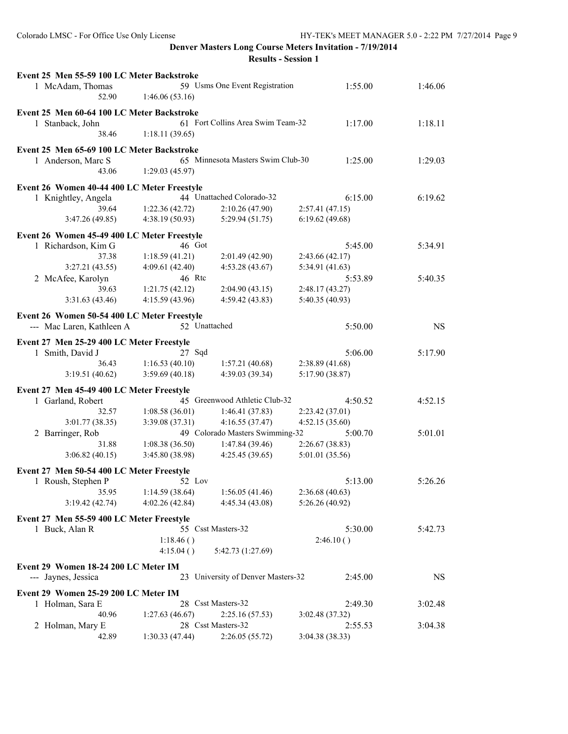**Denver Masters Long Course Meters Invitation - 7/19/2014**

**Results - Session 1**

**Event 25 Men 55-59 100 LC Meter Backstroke**

```
  1 McAdam, Thomas                  59 Usms One Event Registration       1:55.00        1:46.06
             52.90        1:46.06 (53.16)
```

**Event 25 Men 60-64 100 LC Meter Backstroke**

```
  1 Stanback, John                  61 Fort Collins Area Swim Team-32    1:17.00        1:18.11
             38.46        1:18.11 (39.65)
```

**Event 25 Men 65-69 100 LC Meter Backstroke**

```
  1 Anderson, Marc S                65 Minnesota Masters Swim Club-30    1:25.00        1:29.03
             43.06        1:29.03 (45.97)
```

**Event 26 Women 40-44 400 LC Meter Freestyle**

```
  1 Knightley, Angela               44 Unattached Colorado-32            6:15.00        6:19.62
             39.64        1:22.36 (42.72)     2:10.26 (47.90)     2:57.41 (47.15)
   3:47.26 (49.85)        4:38.19 (50.93)     5:29.94 (51.75)     6:19.62 (49.68)
```

**Event 26 Women 45-49 400 LC Meter Freestyle**

```
  1 Richardson, Kim G               46 Got                               5:45.00        5:34.91
             37.38        1:18.59 (41.21)     2:01.49 (42.90)     2:43.66 (42.17)
   3:27.21 (43.55)        4:09.61 (42.40)     4:53.28 (43.67)     5:34.91 (41.63)
  2 McAfee, Karolyn                 46 Rtc                               5:53.89        5:40.35
             39.63        1:21.75 (42.12)     2:04.90 (43.15)     2:48.17 (43.27)
   3:31.63 (43.46)        4:15.59 (43.96)     4:59.42 (43.83)     5:40.35 (40.93)
```

**Event 26 Women 50-54 400 LC Meter Freestyle**

```
--- Mac Laren, Kathleen A           52 Unattached                        5:50.00             NS
```

**Event 27 Men 25-29 400 LC Meter Freestyle**

```
  1 Smith, David J                  27 Sqd                               5:06.00        5:17.90
             36.43        1:16.53 (40.10)     1:57.21 (40.68)     2:38.89 (41.68)
   3:19.51 (40.62)        3:59.69 (40.18)     4:39.03 (39.34)     5:17.90 (38.87)
```

**Event 27 Men 45-49 400 LC Meter Freestyle**

```
  1 Garland, Robert                 45 Greenwood Athletic Club-32        4:50.52        4:52.15
             32.57        1:08.58 (36.01)     1:46.41 (37.83)     2:23.42 (37.01)
   3:01.77 (38.35)        3:39.08 (37.31)     4:16.55 (37.47)     4:52.15 (35.60)
  2 Barringer, Rob                  49 Colorado Masters Swimming-32      5:00.70        5:01.01
             31.88        1:08.38 (36.50)     1:47.84 (39.46)     2:26.67 (38.83)
   3:06.82 (40.15)        3:45.80 (38.98)     4:25.45 (39.65)     5:01.01 (35.56)
```

**Event 27 Men 50-54 400 LC Meter Freestyle**

```
  1 Roush, Stephen P                52 Lov                               5:13.00        5:26.26
             35.95        1:14.59 (38.64)     1:56.05 (41.46)     2:36.68 (40.63)
   3:19.42 (42.74)        4:02.26 (42.84)     4:45.34 (43.08)     5:26.26 (40.92)
```

**Event 27 Men 55-59 400 LC Meter Freestyle**

```
  1 Buck, Alan R                    55 Csst Masters-32                   5:30.00        5:42.73
                          1:18.46 ()                              2:46.10 ()
                          4:15.04 ()          5:42.73 (1:27.69)
```

**Event 29 Women 18-24 200 LC Meter IM**

```
--- Jaynes, Jessica                 23 University of Denver Masters-32   2:45.00             NS
```

**Event 29 Women 25-29 200 LC Meter IM**

```
  1 Holman, Sara E                  28 Csst Masters-32                   2:49.30        3:02.48
             40.96        1:27.63 (46.67)     2:25.16 (57.53)     3:02.48 (37.32)
  2 Holman, Mary E                  28 Csst Masters-32                   2:55.53        3:04.38
             42.89        1:30.33 (47.44)     2:26.05 (55.72)     3:04.38 (38.33)
```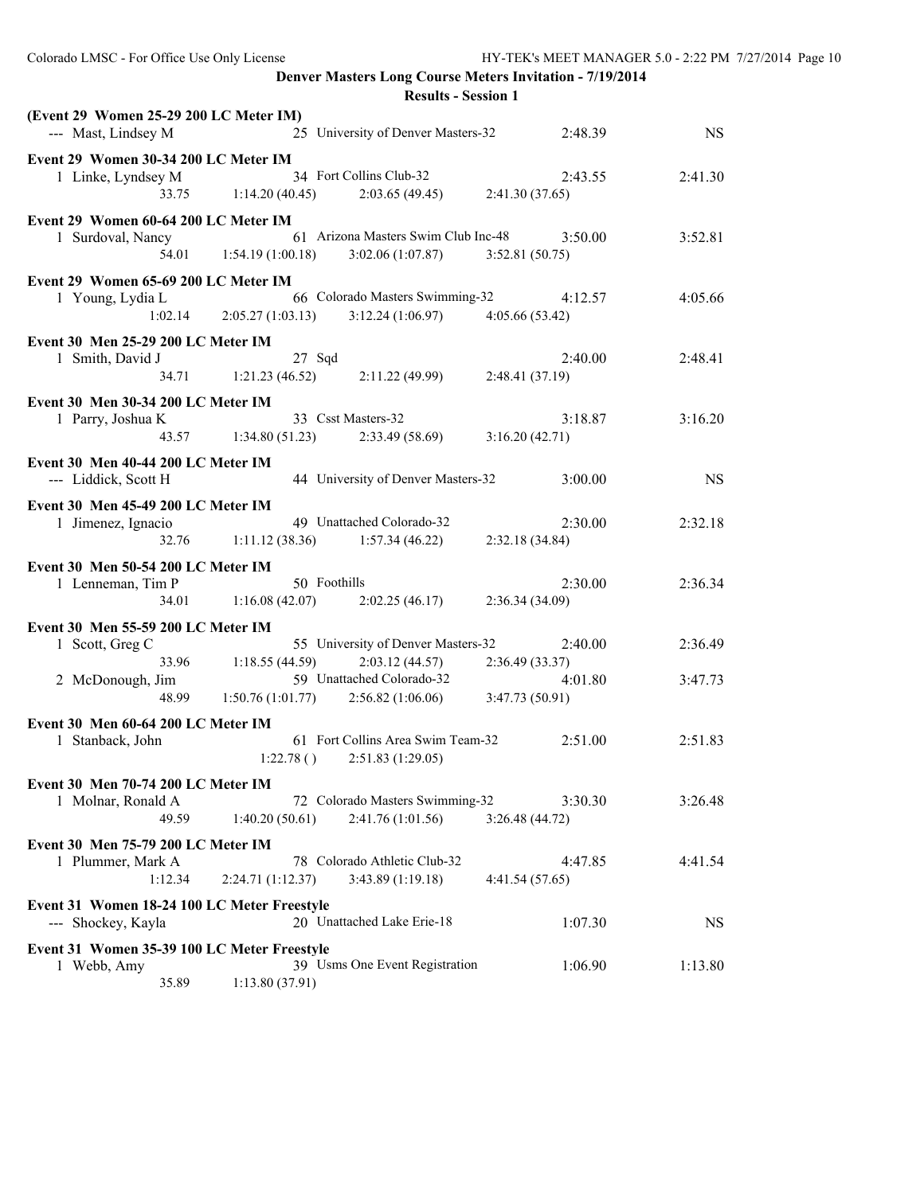**Denver Masters Long Course Meters Invitation - 7/19/2014**

**Results - Session 1**

**(Event 29 Women 25-29 200 LC Meter IM)**

```
--- Mast, Lindsey M              25 University of Denver Masters-32     2:48.39        NS
```

**Event 29 Women 30-34 200 LC Meter IM**

```
  1 Linke, Lyndsey M             34 Fort Collins Club-32                2:43.55   2:41.30
        33.75      1:14.20 (40.45)      2:03.65 (49.45)     2:41.30 (37.65)
```

**Event 29 Women 60-64 200 LC Meter IM**

```
  1 Surdoval, Nancy              61 Arizona Masters Swim Club Inc-48    3:50.00   3:52.81
        54.01      1:54.19 (1:00.18)    3:02.06 (1:07.87)   3:52.81 (50.75)
```

**Event 29 Women 65-69 200 LC Meter IM**

```
  1 Young, Lydia L               66 Colorado Masters Swimming-32        4:12.57   4:05.66
      1:02.14      2:05.27 (1:03.13)    3:12.24 (1:06.97)   4:05.66 (53.42)
```

**Event 30 Men 25-29 200 LC Meter IM**

```
  1 Smith, David J               27 Sqd                                 2:40.00   2:48.41
        34.71      1:21.23 (46.52)      2:11.22 (49.99)     2:48.41 (37.19)
```

**Event 30 Men 30-34 200 LC Meter IM**

```
  1 Parry, Joshua K              33 Csst Masters-32                     3:18.87   3:16.20
        43.57      1:34.80 (51.23)      2:33.49 (58.69)     3:16.20 (42.71)
```

**Event 30 Men 40-44 200 LC Meter IM**

```
--- Liddick, Scott H             44 University of Denver Masters-32     3:00.00        NS
```

**Event 30 Men 45-49 200 LC Meter IM**

```
  1 Jimenez, Ignacio             49 Unattached Colorado-32              2:30.00   2:32.18
        32.76      1:11.12 (38.36)      1:57.34 (46.22)     2:32.18 (34.84)
```

**Event 30 Men 50-54 200 LC Meter IM**

```
  1 Lenneman, Tim P              50 Foothills                           2:30.00   2:36.34
        34.01      1:16.08 (42.07)      2:02.25 (46.17)     2:36.34 (34.09)
```

**Event 30 Men 55-59 200 LC Meter IM**

```
  1 Scott, Greg C                55 University of Denver Masters-32     2:40.00   2:36.49
        33.96      1:18.55 (44.59)      2:03.12 (44.57)     2:36.49 (33.37)
  2 McDonough, Jim               59 Unattached Colorado-32              4:01.80   3:47.73
        48.99      1:50.76 (1:01.77)    2:56.82 (1:06.06)   3:47.73 (50.91)
```

**Event 30 Men 60-64 200 LC Meter IM**

```
  1 Stanback, John               61 Fort Collins Area Swim Team-32      2:51.00   2:51.83
                   1:22.78 ()           2:51.83 (1:29.05)
```

**Event 30 Men 70-74 200 LC Meter IM**

```
  1 Molnar, Ronald A             72 Colorado Masters Swimming-32        3:30.30   3:26.48
        49.59      1:40.20 (50.61)      2:41.76 (1:01.56)   3:26.48 (44.72)
```

**Event 30 Men 75-79 200 LC Meter IM**

```
  1 Plummer, Mark A              78 Colorado Athletic Club-32           4:47.85   4:41.54
      1:12.34      2:24.71 (1:12.37)    3:43.89 (1:19.18)   4:41.54 (57.65)
```

**Event 31 Women 18-24 100 LC Meter Freestyle**

```
--- Shockey, Kayla               20 Unattached Lake Erie-18             1:07.30        NS
```

**Event 31 Women 35-39 100 LC Meter Freestyle**

```
  1 Webb, Amy                    39 Usms One Event Registration         1:06.90   1:13.80
        35.89      1:13.80 (37.91)
```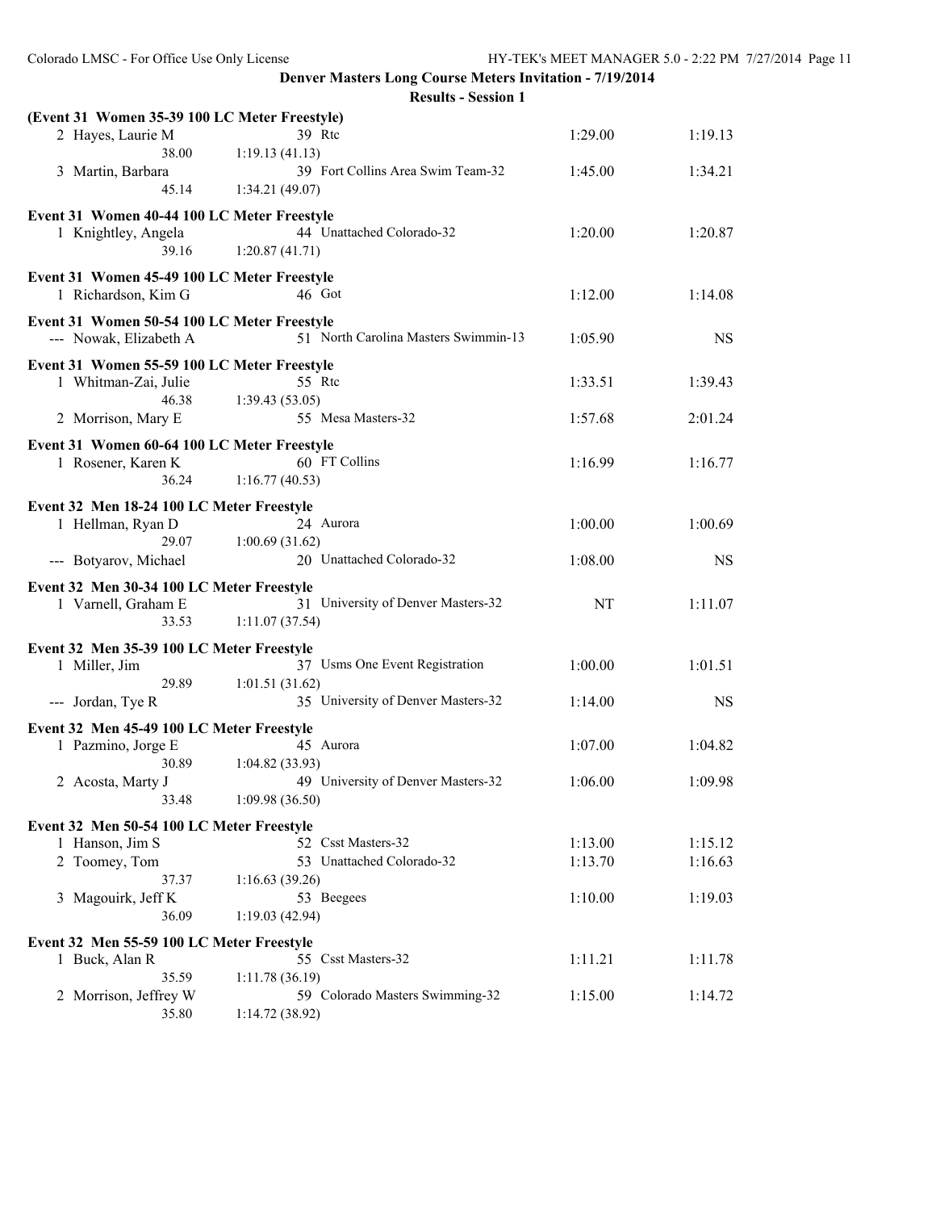**Denver Masters Long Course Meters Invitation - 7/19/2014**

**Results - Session 1**

**(Event 31 Women 35-39 100 LC Meter Freestyle)**

| Place | Name | Age | Team | Seed Time | Finals Time |
|---|---|---|---|---|---|
| 2 | Hayes, Laurie M | 39 | Rtc | 1:29.00 | 1:19.13 |
| | 38.00 | 1:19.13 (41.13) | | | |
| 3 | Martin, Barbara | 39 | Fort Collins Area Swim Team-32 | 1:45.00 | 1:34.21 |
| | 45.14 | 1:34.21 (49.07) | | | |

**Event 31 Women 40-44 100 LC Meter Freestyle**

| Place | Name | Age | Team | Seed Time | Finals Time |
|---|---|---|---|---|---|
| 1 | Knightley, Angela | 44 | Unattached Colorado-32 | 1:20.00 | 1:20.87 |
| | 39.16 | 1:20.87 (41.71) | | | |

**Event 31 Women 45-49 100 LC Meter Freestyle**

| Place | Name | Age | Team | Seed Time | Finals Time |
|---|---|---|---|---|---|
| 1 | Richardson, Kim G | 46 | Got | 1:12.00 | 1:14.08 |

**Event 31 Women 50-54 100 LC Meter Freestyle**

| Place | Name | Age | Team | Seed Time | Finals Time |
|---|---|---|---|---|---|
| --- | Nowak, Elizabeth A | 51 | North Carolina Masters Swimmin-13 | 1:05.90 | NS |

**Event 31 Women 55-59 100 LC Meter Freestyle**

| Place | Name | Age | Team | Seed Time | Finals Time |
|---|---|---|---|---|---|
| 1 | Whitman-Zai, Julie | 55 | Rtc | 1:33.51 | 1:39.43 |
| | 46.38 | 1:39.43 (53.05) | | | |
| 2 | Morrison, Mary E | 55 | Mesa Masters-32 | 1:57.68 | 2:01.24 |

**Event 31 Women 60-64 100 LC Meter Freestyle**

| Place | Name | Age | Team | Seed Time | Finals Time |
|---|---|---|---|---|---|
| 1 | Rosener, Karen K | 60 | FT Collins | 1:16.99 | 1:16.77 |
| | 36.24 | 1:16.77 (40.53) | | | |

**Event 32 Men 18-24 100 LC Meter Freestyle**

| Place | Name | Age | Team | Seed Time | Finals Time |
|---|---|---|---|---|---|
| 1 | Hellman, Ryan D | 24 | Aurora | 1:00.00 | 1:00.69 |
| | 29.07 | 1:00.69 (31.62) | | | |
| --- | Botyarov, Michael | 20 | Unattached Colorado-32 | 1:08.00 | NS |

**Event 32 Men 30-34 100 LC Meter Freestyle**

| Place | Name | Age | Team | Seed Time | Finals Time |
|---|---|---|---|---|---|
| 1 | Varnell, Graham E | 31 | University of Denver Masters-32 | NT | 1:11.07 |
| | 33.53 | 1:11.07 (37.54) | | | |

**Event 32 Men 35-39 100 LC Meter Freestyle**

| Place | Name | Age | Team | Seed Time | Finals Time |
|---|---|---|---|---|---|
| 1 | Miller, Jim | 37 | Usms One Event Registration | 1:00.00 | 1:01.51 |
| | 29.89 | 1:01.51 (31.62) | | | |
| --- | Jordan, Tye R | 35 | University of Denver Masters-32 | 1:14.00 | NS |

**Event 32 Men 45-49 100 LC Meter Freestyle**

| Place | Name | Age | Team | Seed Time | Finals Time |
|---|---|---|---|---|---|
| 1 | Pazmino, Jorge E | 45 | Aurora | 1:07.00 | 1:04.82 |
| | 30.89 | 1:04.82 (33.93) | | | |
| 2 | Acosta, Marty J | 49 | University of Denver Masters-32 | 1:06.00 | 1:09.98 |
| | 33.48 | 1:09.98 (36.50) | | | |

**Event 32 Men 50-54 100 LC Meter Freestyle**

| Place | Name | Age | Team | Seed Time | Finals Time |
|---|---|---|---|---|---|
| 1 | Hanson, Jim S | 52 | Csst Masters-32 | 1:13.00 | 1:15.12 |
| 2 | Toomey, Tom | 53 | Unattached Colorado-32 | 1:13.70 | 1:16.63 |
| | 37.37 | 1:16.63 (39.26) | | | |
| 3 | Magouirk, Jeff K | 53 | Beegees | 1:10.00 | 1:19.03 |
| | 36.09 | 1:19.03 (42.94) | | | |

**Event 32 Men 55-59 100 LC Meter Freestyle**

| Place | Name | Age | Team | Seed Time | Finals Time |
|---|---|---|---|---|---|
| 1 | Buck, Alan R | 55 | Csst Masters-32 | 1:11.21 | 1:11.78 |
| | 35.59 | 1:11.78 (36.19) | | | |
| 2 | Morrison, Jeffrey W | 59 | Colorado Masters Swimming-32 | 1:15.00 | 1:14.72 |
| | 35.80 | 1:14.72 (38.92) | | | |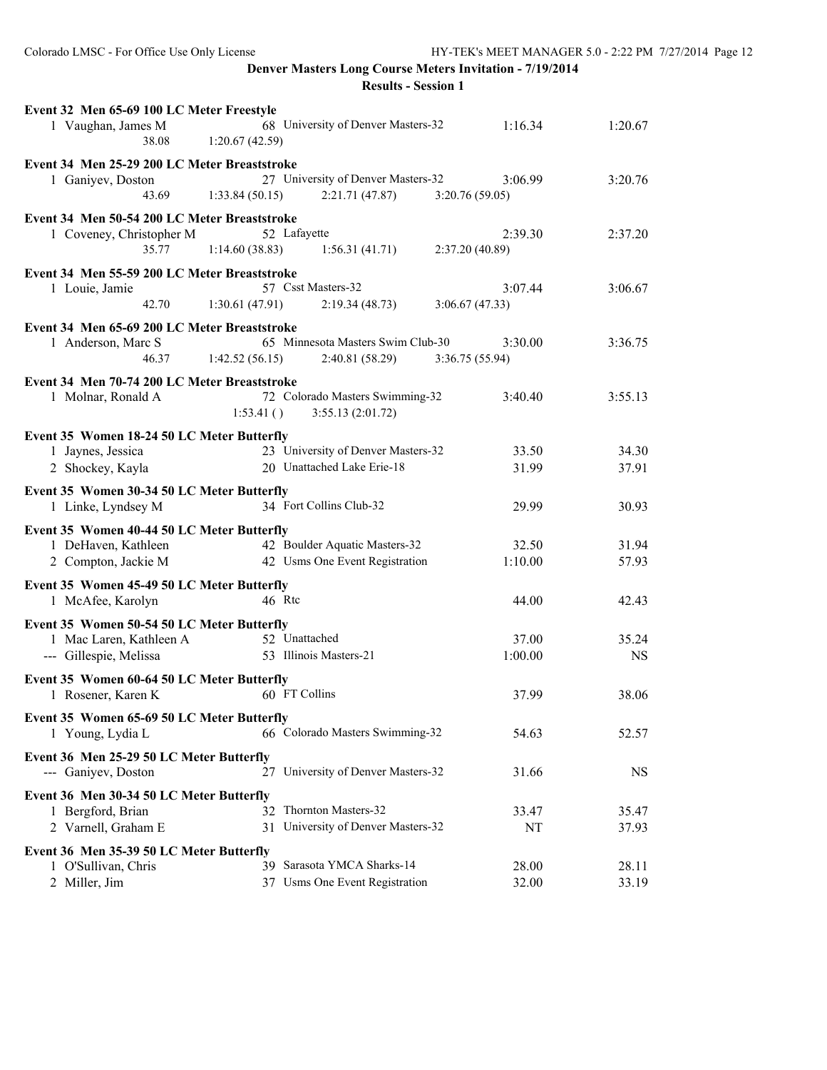**Denver Masters Long Course Meters Invitation - 7/19/2014**

**Results - Session 1**

**Event 32 Men 65-69 100 LC Meter Freestyle**

| | Name | Age | Team | Seed Time | Finals Time |
|---|---|---|---|---|---|
| 1 | Vaughan, James M | 68 | University of Denver Masters-32 | 1:16.34 | 1:20.67 |
| | 38.08 | 1:20.67 (42.59) | | | |

**Event 34 Men 25-29 200 LC Meter Breaststroke**

| | Name | Age | Team | Seed Time | Finals Time |
|---|---|---|---|---|---|
| 1 | Ganiyev, Doston | 27 | University of Denver Masters-32 | 3:06.99 | 3:20.76 |
| | 43.69 | 1:33.84 (50.15) | 2:21.71 (47.87) | 3:20.76 (59.05) | |

**Event 34 Men 50-54 200 LC Meter Breaststroke**

| | Name | Age | Team | Seed Time | Finals Time |
|---|---|---|---|---|---|
| 1 | Coveney, Christopher M | 52 | Lafayette | 2:39.30 | 2:37.20 |
| | 35.77 | 1:14.60 (38.83) | 1:56.31 (41.71) | 2:37.20 (40.89) | |

**Event 34 Men 55-59 200 LC Meter Breaststroke**

| | Name | Age | Team | Seed Time | Finals Time |
|---|---|---|---|---|---|
| 1 | Louie, Jamie | 57 | Csst Masters-32 | 3:07.44 | 3:06.67 |
| | 42.70 | 1:30.61 (47.91) | 2:19.34 (48.73) | 3:06.67 (47.33) | |

**Event 34 Men 65-69 200 LC Meter Breaststroke**

| | Name | Age | Team | Seed Time | Finals Time |
|---|---|---|---|---|---|
| 1 | Anderson, Marc S | 65 | Minnesota Masters Swim Club-30 | 3:30.00 | 3:36.75 |
| | 46.37 | 1:42.52 (56.15) | 2:40.81 (58.29) | 3:36.75 (55.94) | |

**Event 34 Men 70-74 200 LC Meter Breaststroke**

| | Name | Age | Team | Seed Time | Finals Time |
|---|---|---|---|---|---|
| 1 | Molnar, Ronald A | 72 | Colorado Masters Swimming-32 | 3:40.40 | 3:55.13 |
| | | 1:53.41 ( ) | 3:55.13 (2:01.72) | | |

**Event 35 Women 18-24 50 LC Meter Butterfly**

| | Name | Age | Team | Seed Time | Finals Time |
|---|---|---|---|---|---|
| 1 | Jaynes, Jessica | 23 | University of Denver Masters-32 | 33.50 | 34.30 |
| 2 | Shockey, Kayla | 20 | Unattached Lake Erie-18 | 31.99 | 37.91 |

**Event 35 Women 30-34 50 LC Meter Butterfly**

| | Name | Age | Team | Seed Time | Finals Time |
|---|---|---|---|---|---|
| 1 | Linke, Lyndsey M | 34 | Fort Collins Club-32 | 29.99 | 30.93 |

**Event 35 Women 40-44 50 LC Meter Butterfly**

| | Name | Age | Team | Seed Time | Finals Time |
|---|---|---|---|---|---|
| 1 | DeHaven, Kathleen | 42 | Boulder Aquatic Masters-32 | 32.50 | 31.94 |
| 2 | Compton, Jackie M | 42 | Usms One Event Registration | 1:10.00 | 57.93 |

**Event 35 Women 45-49 50 LC Meter Butterfly**

| | Name | Age | Team | Seed Time | Finals Time |
|---|---|---|---|---|---|
| 1 | McAfee, Karolyn | 46 | Rtc | 44.00 | 42.43 |

**Event 35 Women 50-54 50 LC Meter Butterfly**

| | Name | Age | Team | Seed Time | Finals Time |
|---|---|---|---|---|---|
| 1 | Mac Laren, Kathleen A | 52 | Unattached | 37.00 | 35.24 |
| --- | Gillespie, Melissa | 53 | Illinois Masters-21 | 1:00.00 | NS |

**Event 35 Women 60-64 50 LC Meter Butterfly**

| | Name | Age | Team | Seed Time | Finals Time |
|---|---|---|---|---|---|
| 1 | Rosener, Karen K | 60 | FT Collins | 37.99 | 38.06 |

**Event 35 Women 65-69 50 LC Meter Butterfly**

| | Name | Age | Team | Seed Time | Finals Time |
|---|---|---|---|---|---|
| 1 | Young, Lydia L | 66 | Colorado Masters Swimming-32 | 54.63 | 52.57 |

**Event 36 Men 25-29 50 LC Meter Butterfly**

| | Name | Age | Team | Seed Time | Finals Time |
|---|---|---|---|---|---|
| --- | Ganiyev, Doston | 27 | University of Denver Masters-32 | 31.66 | NS |

**Event 36 Men 30-34 50 LC Meter Butterfly**

| | Name | Age | Team | Seed Time | Finals Time |
|---|---|---|---|---|---|
| 1 | Bergford, Brian | 32 | Thornton Masters-32 | 33.47 | 35.47 |
| 2 | Varnell, Graham E | 31 | University of Denver Masters-32 | NT | 37.93 |

**Event 36 Men 35-39 50 LC Meter Butterfly**

| | Name | Age | Team | Seed Time | Finals Time |
|---|---|---|---|---|---|
| 1 | O'Sullivan, Chris | 39 | Sarasota YMCA Sharks-14 | 28.00 | 28.11 |
| 2 | Miller, Jim | 37 | Usms One Event Registration | 32.00 | 33.19 |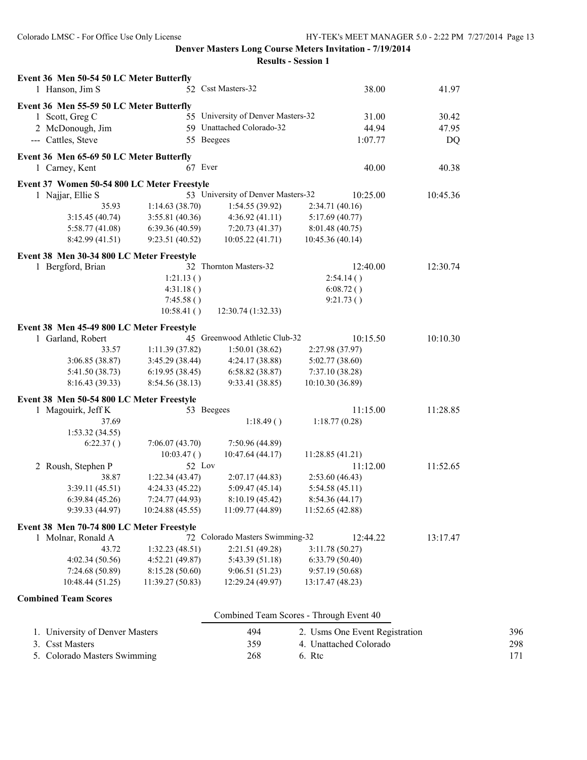**Denver Masters Long Course Meters Invitation - 7/19/2014**

**Results - Session 1**

**Event 36 Men 50-54 50 LC Meter Butterfly**

```
  1 Hanson, Jim S                   52 Csst Masters-32                     38.00          41.97
```

**Event 36 Men 55-59 50 LC Meter Butterfly**

```
  1 Scott, Greg C                   55 University of Denver Masters-32     31.00          30.42
  2 McDonough, Jim                  59 Unattached Colorado-32              44.94          47.95
--- Cattles, Steve                  55 Beegees                           1:07.77             DQ
```

**Event 36 Men 65-69 50 LC Meter Butterfly**

```
  1 Carney, Kent                    67 Ever                                40.00          40.38
```

**Event 37 Women 50-54 800 LC Meter Freestyle**

```
  1 Najjar, Ellie S                 53 University of Denver Masters-32  10:25.00       10:45.36
            35.93       1:14.63 (38.70)     1:54.55 (39.92)     2:34.71 (40.16)
  3:15.45 (40.74)       3:55.81 (40.36)     4:36.92 (41.11)     5:17.69 (40.77)
  5:58.77 (41.08)       6:39.36 (40.59)     7:20.73 (41.37)     8:01.48 (40.75)
  8:42.99 (41.51)       9:23.51 (40.52)    10:05.22 (41.71)    10:45.36 (40.14)
```

**Event 38 Men 30-34 800 LC Meter Freestyle**

```
  1 Bergford, Brian                 32 Thornton Masters-32              12:40.00       12:30.74
                        1:21.13 ()                              2:54.14 ()
                        4:31.18 ()                              6:08.72 ()
                        7:45.58 ()                              9:21.73 ()
                       10:58.41 ()         12:30.74 (1:32.33)
```

**Event 38 Men 45-49 800 LC Meter Freestyle**

```
  1 Garland, Robert                 45 Greenwood Athletic Club-32       10:15.50       10:10.30
            33.57       1:11.39 (37.82)     1:50.01 (38.62)     2:27.98 (37.97)
  3:06.85 (38.87)       3:45.29 (38.44)     4:24.17 (38.88)     5:02.77 (38.60)
  5:41.50 (38.73)       6:19.95 (38.45)     6:58.82 (38.87)     7:37.10 (38.28)
  8:16.43 (39.33)       8:54.56 (38.13)     9:33.41 (38.85)    10:10.30 (36.89)
```

**Event 38 Men 50-54 800 LC Meter Freestyle**

```
  1 Magouirk, Jeff K                53 Beegees                          11:15.00       11:28.85
            37.69                           1:18.49 ()          1:18.77 (0.28)
  1:53.32 (34.55)
       6:22.37 ()       7:06.07 (43.70)     7:50.96 (44.89)
                       10:03.47 ()         10:47.64 (44.17)    11:28.85 (41.21)
  2 Roush, Stephen P                52 Lov                              11:12.00       11:52.65
            38.87       1:22.34 (43.47)     2:07.17 (44.83)     2:53.60 (46.43)
  3:39.11 (45.51)       4:24.33 (45.22)     5:09.47 (45.14)     5:54.58 (45.11)
  6:39.84 (45.26)       7:24.77 (44.93)     8:10.19 (45.42)     8:54.36 (44.17)
  9:39.33 (44.97)      10:24.88 (45.55)    11:09.77 (44.89)    11:52.65 (42.88)
```

**Event 38 Men 70-74 800 LC Meter Freestyle**

```
  1 Molnar, Ronald A                72 Colorado Masters Swimming-32     12:44.22       13:17.47
            43.72       1:32.23 (48.51)     2:21.51 (49.28)     3:11.78 (50.27)
  4:02.34 (50.56)       4:52.21 (49.87)     5:43.39 (51.18)     6:33.79 (50.40)
  7:24.68 (50.89)       8:15.28 (50.60)     9:06.51 (51.23)     9:57.19 (50.68)
 10:48.44 (51.25)      11:39.27 (50.83)    12:29.24 (49.97)    13:17.47 (48.23)
```

**Combined Team Scores**

Combined Team Scores - Through Event 40

| Team | Score | Team | Score |
|---|---|---|---|
| 1. University of Denver Masters | 494 | 2. Usms One Event Registration | 396 |
| 3. Csst Masters | 359 | 4. Unattached Colorado | 298 |
| 5. Colorado Masters Swimming | 268 | 6. Rtc | 171 |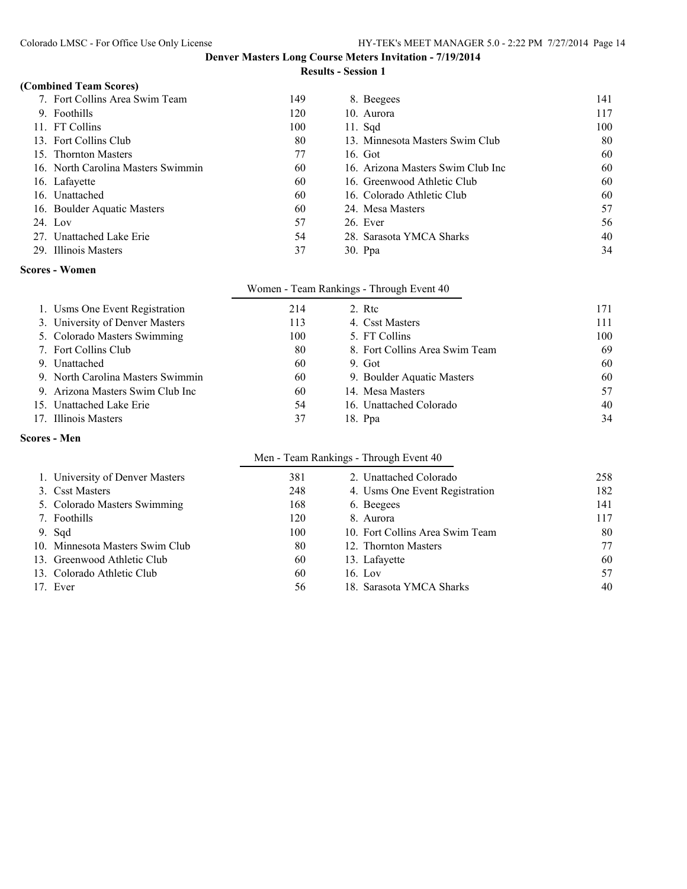## Denver Masters Long Course Meters Invitation - 7/19/2014

### Results - Session 1

**(Combined Team Scores)**

| | | | |
|---|---|---|---|
| 7. Fort Collins Area Swim Team | 149 | 8. Beegees | 141 |
| 9. Foothills | 120 | 10. Aurora | 117 |
| 11. FT Collins | 100 | 11. Sqd | 100 |
| 13. Fort Collins Club | 80 | 13. Minnesota Masters Swim Club | 80 |
| 15. Thornton Masters | 77 | 16. Got | 60 |
| 16. North Carolina Masters Swimmin | 60 | 16. Arizona Masters Swim Club Inc | 60 |
| 16. Lafayette | 60 | 16. Greenwood Athletic Club | 60 |
| 16. Unattached | 60 | 16. Colorado Athletic Club | 60 |
| 16. Boulder Aquatic Masters | 60 | 24. Mesa Masters | 57 |
| 24. Lov | 57 | 26. Ever | 56 |
| 27. Unattached Lake Erie | 54 | 28. Sarasota YMCA Sharks | 40 |
| 29. Illinois Masters | 37 | 30. Ppa | 34 |

**Scores - Women**

Women - Team Rankings - Through Event 40

| | | | |
|---|---|---|---|
| 1. Usms One Event Registration | 214 | 2. Rtc | 171 |
| 3. University of Denver Masters | 113 | 4. Csst Masters | 111 |
| 5. Colorado Masters Swimming | 100 | 5. FT Collins | 100 |
| 7. Fort Collins Club | 80 | 8. Fort Collins Area Swim Team | 69 |
| 9. Unattached | 60 | 9. Got | 60 |
| 9. North Carolina Masters Swimmin | 60 | 9. Boulder Aquatic Masters | 60 |
| 9. Arizona Masters Swim Club Inc | 60 | 14. Mesa Masters | 57 |
| 15. Unattached Lake Erie | 54 | 16. Unattached Colorado | 40 |
| 17. Illinois Masters | 37 | 18. Ppa | 34 |

**Scores - Men**

Men - Team Rankings - Through Event 40

| | | | |
|---|---|---|---|
| 1. University of Denver Masters | 381 | 2. Unattached Colorado | 258 |
| 3. Csst Masters | 248 | 4. Usms One Event Registration | 182 |
| 5. Colorado Masters Swimming | 168 | 6. Beegees | 141 |
| 7. Foothills | 120 | 8. Aurora | 117 |
| 9. Sqd | 100 | 10. Fort Collins Area Swim Team | 80 |
| 10. Minnesota Masters Swim Club | 80 | 12. Thornton Masters | 77 |
| 13. Greenwood Athletic Club | 60 | 13. Lafayette | 60 |
| 13. Colorado Athletic Club | 60 | 16. Lov | 57 |
| 17. Ever | 56 | 18. Sarasota YMCA Sharks | 40 |